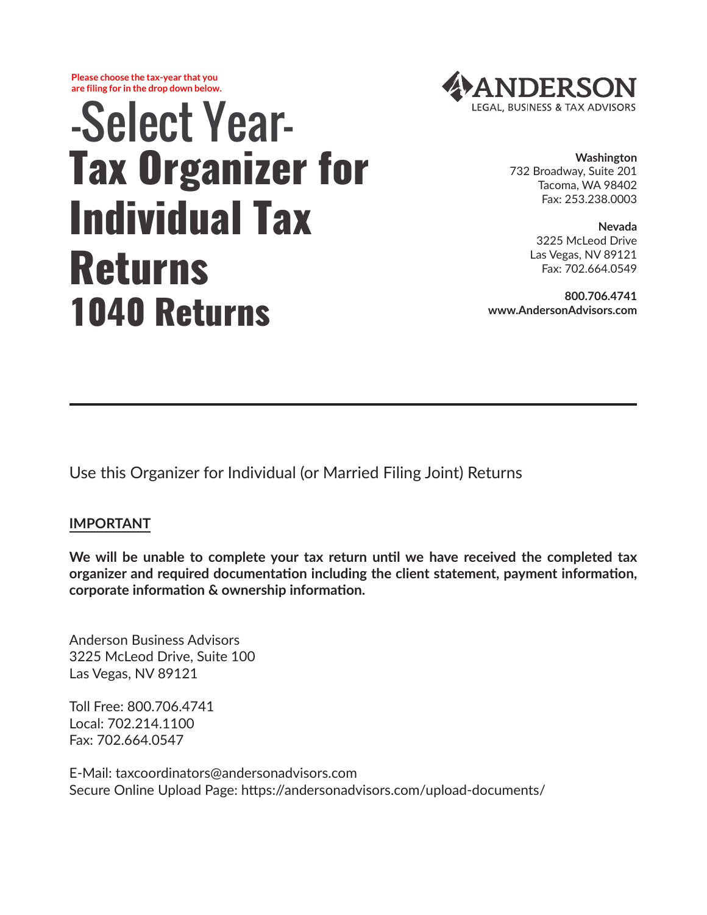**Please choose the tax-year that you are filing for in the drop down below.**

# -Select Year-
# Tax Organizer for Individual Tax Returns
## 1040 Returns

**ANDERSON**
LEGAL, BUSINESS & TAX ADVISORS

**Washington**
732 Broadway, Suite 201
Tacoma, WA 98402
Fax: 253.238.0003

**Nevada**
3225 McLeod Drive
Las Vegas, NV 89121
Fax: 702.664.0549

**800.706.4741**
**www.AndersonAdvisors.com**

---

Use this Organizer for Individual (or Married Filing Joint) Returns

**IMPORTANT**

**We will be unable to complete your tax return until we have received the completed tax organizer and required documentation including the client statement, payment information, corporate information & ownership information.**

Anderson Business Advisors
3225 McLeod Drive, Suite 100
Las Vegas, NV 89121

Toll Free: 800.706.4741
Local: 702.214.1100
Fax: 702.664.0547

E-Mail: taxcoordinators@andersonadvisors.com
Secure Online Upload Page: https://andersonadvisors.com/upload-documents/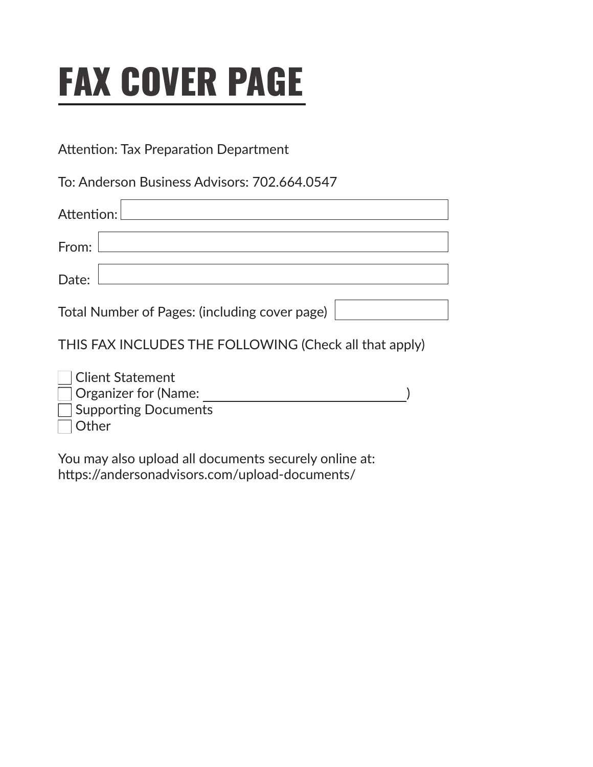# FAX COVER PAGE

Attention: Tax Preparation Department

To: Anderson Business Advisors: 702.664.0547

Attention: 

From: 

Date: 

Total Number of Pages: (including cover page) 

THIS FAX INCLUDES THE FOLLOWING (Check all that apply)

- ☐ Client Statement
- ☐ Organizer for (Name: ______________________________)
- ☐ Supporting Documents
- ☐ Other

You may also upload all documents securely online at:
https://andersonadvisors.com/upload-documents/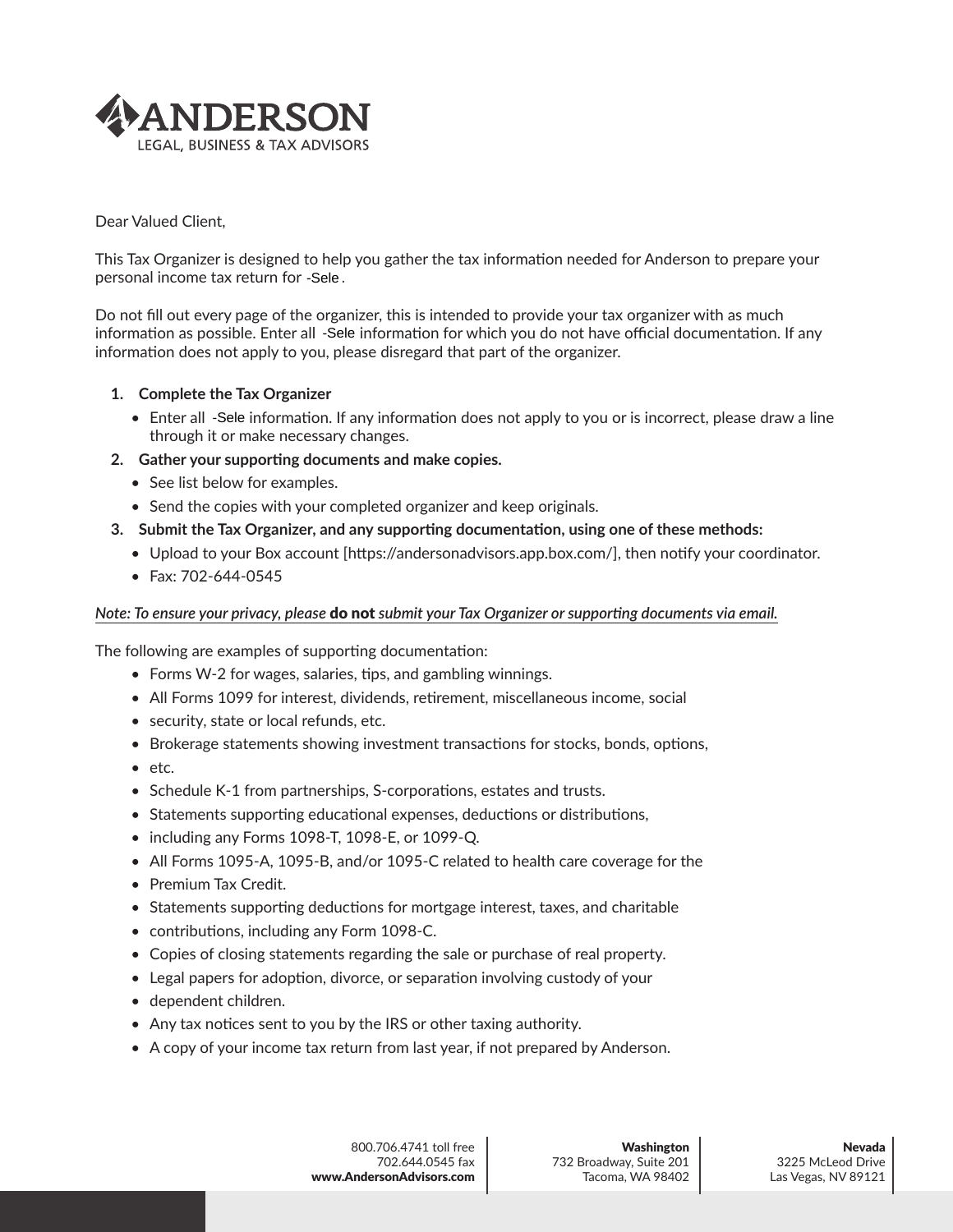# ANDERSON
LEGAL, BUSINESS & TAX ADVISORS

Dear Valued Client,

This Tax Organizer is designed to help you gather the tax information needed for Anderson to prepare your personal income tax return for -Sele.

Do not fill out every page of the organizer, this is intended to provide your tax organizer with as much information as possible. Enter all -Sele information for which you do not have official documentation. If any information does not apply to you, please disregard that part of the organizer.

1. **Complete the Tax Organizer**
   - Enter all -Sele information. If any information does not apply to you or is incorrect, please draw a line through it or make necessary changes.
2. **Gather your supporting documents and make copies.**
   - See list below for examples.
   - Send the copies with your completed organizer and keep originals.
3. **Submit the Tax Organizer, and any supporting documentation, using one of these methods:**
   - Upload to your Box account [https://andersonadvisors.app.box.com/], then notify your coordinator.
   - Fax: 702-644-0545

*Note: To ensure your privacy, please* **do not** *submit your Tax Organizer or supporting documents via email.*

The following are examples of supporting documentation:

- Forms W-2 for wages, salaries, tips, and gambling winnings.
- All Forms 1099 for interest, dividends, retirement, miscellaneous income, social
- security, state or local refunds, etc.
- Brokerage statements showing investment transactions for stocks, bonds, options,
- etc.
- Schedule K-1 from partnerships, S-corporations, estates and trusts.
- Statements supporting educational expenses, deductions or distributions,
- including any Forms 1098-T, 1098-E, or 1099-Q.
- All Forms 1095-A, 1095-B, and/or 1095-C related to health care coverage for the
- Premium Tax Credit.
- Statements supporting deductions for mortgage interest, taxes, and charitable
- contributions, including any Form 1098-C.
- Copies of closing statements regarding the sale or purchase of real property.
- Legal papers for adoption, divorce, or separation involving custody of your
- dependent children.
- Any tax notices sent to you by the IRS or other taxing authority.
- A copy of your income tax return from last year, if not prepared by Anderson.

800.706.4741 toll free
702.644.0545 fax
**www.AndersonAdvisors.com**

**Washington**
732 Broadway, Suite 201
Tacoma, WA 98402

**Nevada**
3225 McLeod Drive
Las Vegas, NV 89121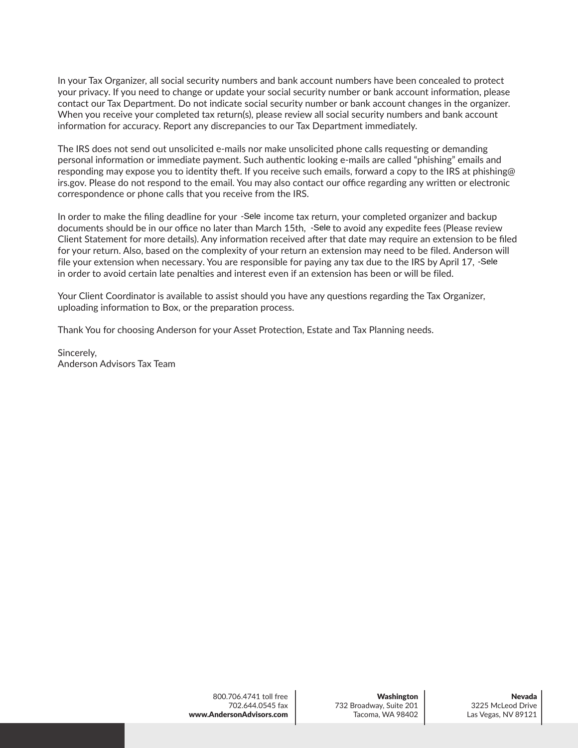In your Tax Organizer, all social security numbers and bank account numbers have been concealed to protect your privacy. If you need to change or update your social security number or bank account information, please contact our Tax Department. Do not indicate social security number or bank account changes in the organizer. When you receive your completed tax return(s), please review all social security numbers and bank account information for accuracy. Report any discrepancies to our Tax Department immediately.

The IRS does not send out unsolicited e-mails nor make unsolicited phone calls requesting or demanding personal information or immediate payment. Such authentic looking e-mails are called "phishing" emails and responding may expose you to identity theft. If you receive such emails, forward a copy to the IRS at phishing@ irs.gov. Please do not respond to the email. You may also contact our office regarding any written or electronic correspondence or phone calls that you receive from the IRS.

In order to make the filing deadline for your -Sele income tax return, your completed organizer and backup documents should be in our office no later than March 15th, -Sele to avoid any expedite fees (Please review Client Statement for more details). Any information received after that date may require an extension to be filed for your return. Also, based on the complexity of your return an extension may need to be filed. Anderson will file your extension when necessary. You are responsible for paying any tax due to the IRS by April 17, -Sele in order to avoid certain late penalties and interest even if an extension has been or will be filed.

Your Client Coordinator is available to assist should you have any questions regarding the Tax Organizer, uploading information to Box, or the preparation process.

Thank You for choosing Anderson for your Asset Protection, Estate and Tax Planning needs.

Sincerely,
Anderson Advisors Tax Team

800.706.4741 toll free
702.644.0545 fax
**www.AndersonAdvisors.com**

**Washington**
732 Broadway, Suite 201
Tacoma, WA 98402

**Nevada**
3225 McLeod Drive
Las Vegas, NV 89121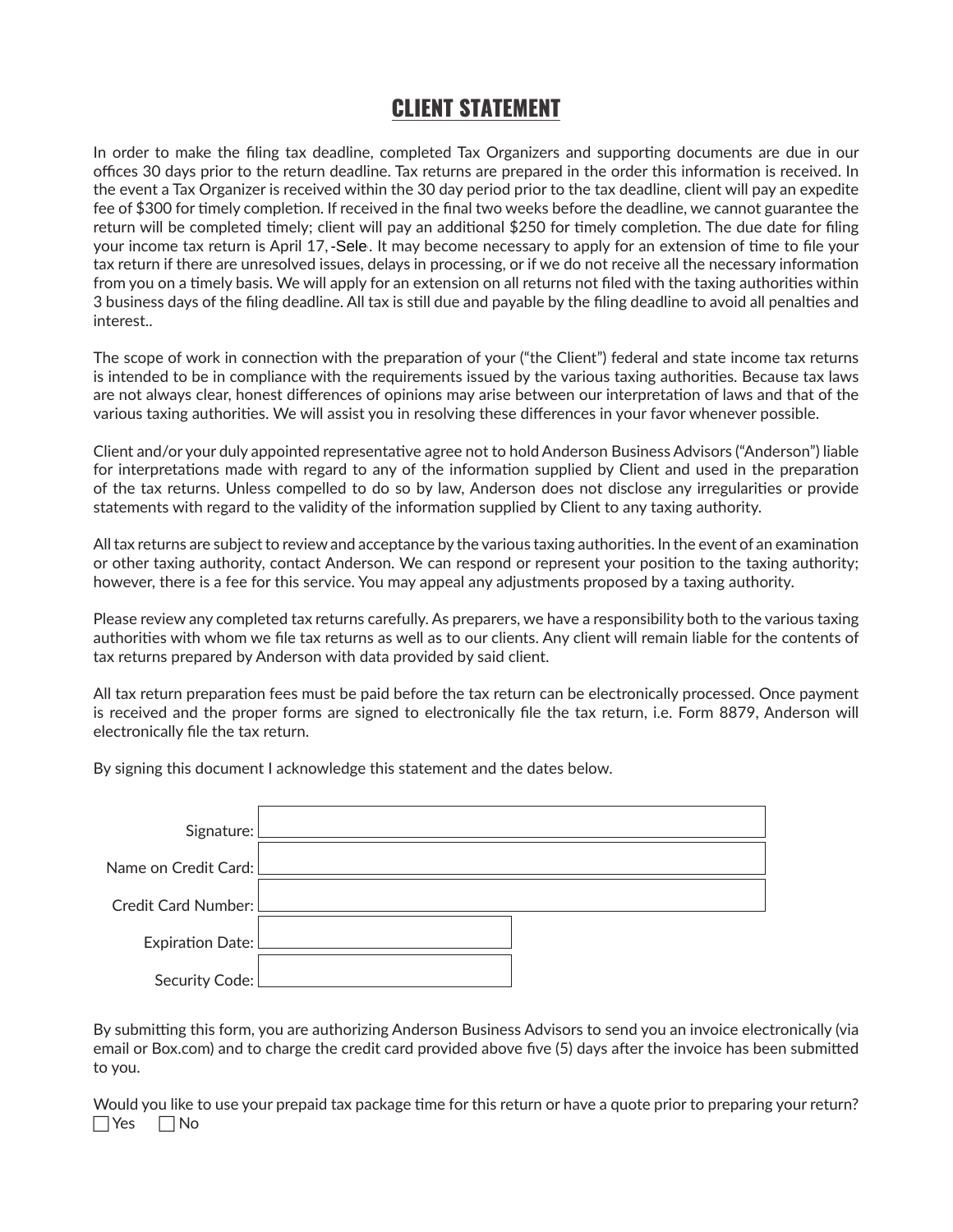# CLIENT STATEMENT

In order to make the filing tax deadline, completed Tax Organizers and supporting documents are due in our offices 30 days prior to the return deadline. Tax returns are prepared in the order this information is received. In the event a Tax Organizer is received within the 30 day period prior to the tax deadline, client will pay an expedite fee of $300 for timely completion. If received in the final two weeks before the deadline, we cannot guarantee the return will be completed timely; client will pay an additional $250 for timely completion. The due date for filing your income tax return is April 17, -Sele. It may become necessary to apply for an extension of time to file your tax return if there are unresolved issues, delays in processing, or if we do not receive all the necessary information from you on a timely basis. We will apply for an extension on all returns not filed with the taxing authorities within 3 business days of the filing deadline. All tax is still due and payable by the filing deadline to avoid all penalties and interest..

The scope of work in connection with the preparation of your ("the Client") federal and state income tax returns is intended to be in compliance with the requirements issued by the various taxing authorities. Because tax laws are not always clear, honest differences of opinions may arise between our interpretation of laws and that of the various taxing authorities. We will assist you in resolving these differences in your favor whenever possible.

Client and/or your duly appointed representative agree not to hold Anderson Business Advisors ("Anderson") liable for interpretations made with regard to any of the information supplied by Client and used in the preparation of the tax returns. Unless compelled to do so by law, Anderson does not disclose any irregularities or provide statements with regard to the validity of the information supplied by Client to any taxing authority.

All tax returns are subject to review and acceptance by the various taxing authorities. In the event of an examination or other taxing authority, contact Anderson. We can respond or represent your position to the taxing authority; however, there is a fee for this service. You may appeal any adjustments proposed by a taxing authority.

Please review any completed tax returns carefully. As preparers, we have a responsibility both to the various taxing authorities with whom we file tax returns as well as to our clients. Any client will remain liable for the contents of tax returns prepared by Anderson with data provided by said client.

All tax return preparation fees must be paid before the tax return can be electronically processed. Once payment is received and the proper forms are signed to electronically file the tax return, i.e. Form 8879, Anderson will electronically file the tax return.

By signing this document I acknowledge this statement and the dates below.

Signature: ______________________

Name on Credit Card: ______________________

Credit Card Number: ______________________

Expiration Date: ______________________

Security Code: ______________________

By submitting this form, you are authorizing Anderson Business Advisors to send you an invoice electronically (via email or Box.com) and to charge the credit card provided above five (5) days after the invoice has been submitted to you.

Would you like to use your prepaid tax package time for this return or have a quote prior to preparing your return?

☐ Yes ☐ No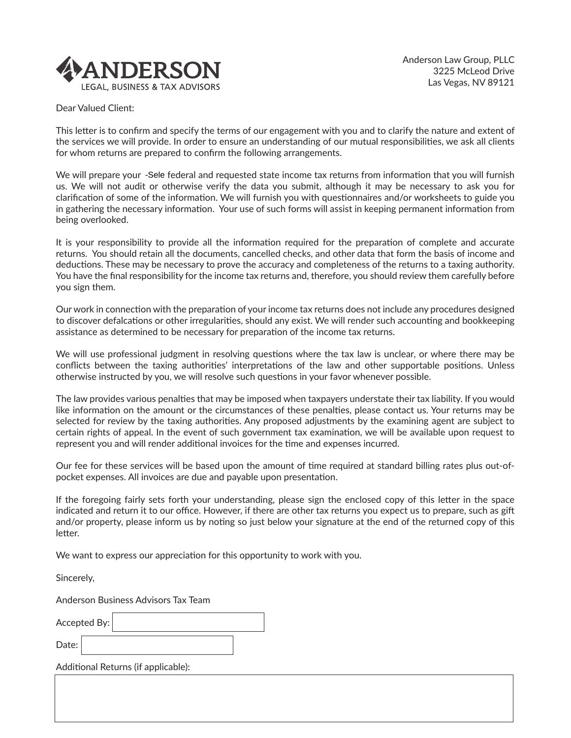**ANDERSON**
LEGAL, BUSINESS & TAX ADVISORS

Anderson Law Group, PLLC
3225 McLeod Drive
Las Vegas, NV 89121

Dear Valued Client:

This letter is to confirm and specify the terms of our engagement with you and to clarify the nature and extent of the services we will provide. In order to ensure an understanding of our mutual responsibilities, we ask all clients for whom returns are prepared to confirm the following arrangements.

We will prepare your -Sele federal and requested state income tax returns from information that you will furnish us. We will not audit or otherwise verify the data you submit, although it may be necessary to ask you for clarification of some of the information. We will furnish you with questionnaires and/or worksheets to guide you in gathering the necessary information. Your use of such forms will assist in keeping permanent information from being overlooked.

It is your responsibility to provide all the information required for the preparation of complete and accurate returns. You should retain all the documents, cancelled checks, and other data that form the basis of income and deductions. These may be necessary to prove the accuracy and completeness of the returns to a taxing authority. You have the final responsibility for the income tax returns and, therefore, you should review them carefully before you sign them.

Our work in connection with the preparation of your income tax returns does not include any procedures designed to discover defalcations or other irregularities, should any exist. We will render such accounting and bookkeeping assistance as determined to be necessary for preparation of the income tax returns.

We will use professional judgment in resolving questions where the tax law is unclear, or where there may be conflicts between the taxing authorities' interpretations of the law and other supportable positions. Unless otherwise instructed by you, we will resolve such questions in your favor whenever possible.

The law provides various penalties that may be imposed when taxpayers understate their tax liability. If you would like information on the amount or the circumstances of these penalties, please contact us. Your returns may be selected for review by the taxing authorities. Any proposed adjustments by the examining agent are subject to certain rights of appeal. In the event of such government tax examination, we will be available upon request to represent you and will render additional invoices for the time and expenses incurred.

Our fee for these services will be based upon the amount of time required at standard billing rates plus out-of-pocket expenses. All invoices are due and payable upon presentation.

If the foregoing fairly sets forth your understanding, please sign the enclosed copy of this letter in the space indicated and return it to our office. However, if there are other tax returns you expect us to prepare, such as gift and/or property, please inform us by noting so just below your signature at the end of the returned copy of this letter.

We want to express our appreciation for this opportunity to work with you.

Sincerely,

Anderson Business Advisors Tax Team

Accepted By: ____________________

Date: ____________________

Additional Returns (if applicable):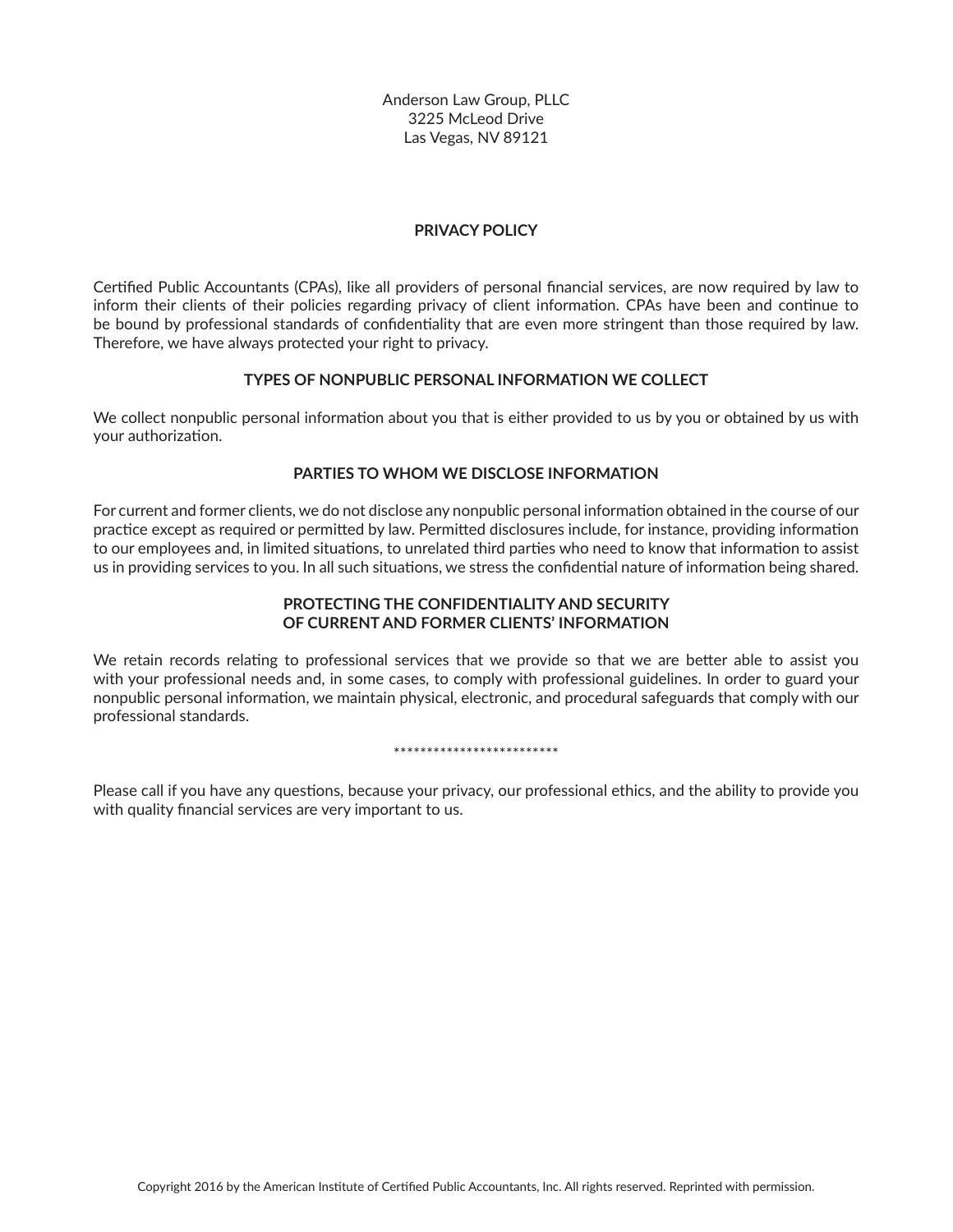Anderson Law Group, PLLC
3225 McLeod Drive
Las Vegas, NV 89121

# PRIVACY POLICY

Certified Public Accountants (CPAs), like all providers of personal financial services, are now required by law to inform their clients of their policies regarding privacy of client information. CPAs have been and continue to be bound by professional standards of confidentiality that are even more stringent than those required by law. Therefore, we have always protected your right to privacy.

## TYPES OF NONPUBLIC PERSONAL INFORMATION WE COLLECT

We collect nonpublic personal information about you that is either provided to us by you or obtained by us with your authorization.

## PARTIES TO WHOM WE DISCLOSE INFORMATION

For current and former clients, we do not disclose any nonpublic personal information obtained in the course of our practice except as required or permitted by law. Permitted disclosures include, for instance, providing information to our employees and, in limited situations, to unrelated third parties who need to know that information to assist us in providing services to you. In all such situations, we stress the confidential nature of information being shared.

## PROTECTING THE CONFIDENTIALITY AND SECURITY OF CURRENT AND FORMER CLIENTS' INFORMATION

We retain records relating to professional services that we provide so that we are better able to assist you with your professional needs and, in some cases, to comply with professional guidelines. In order to guard your nonpublic personal information, we maintain physical, electronic, and procedural safeguards that comply with our professional standards.

*************************

Please call if you have any questions, because your privacy, our professional ethics, and the ability to provide you with quality financial services are very important to us.

Copyright 2016 by the American Institute of Certified Public Accountants, Inc. All rights reserved. Reprinted with permission.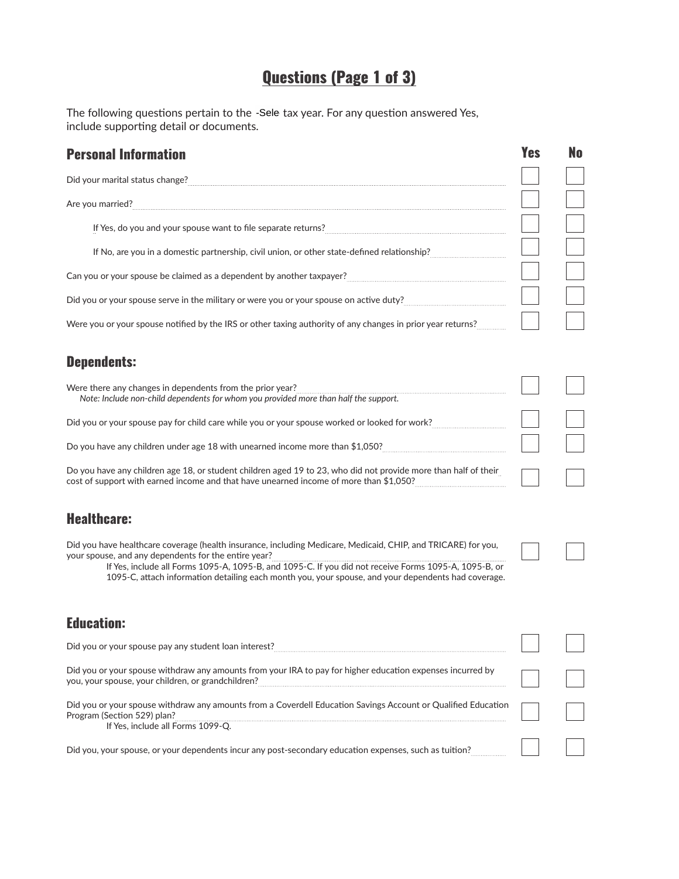# Questions (Page 1 of 3)

The following questions pertain to the -Sele tax year. For any question answered Yes, include supporting detail or documents.

## Personal Information

| | Yes | No |
|---|---|---|
| Did your marital status change? | ☐ | ☐ |
| Are you married? | ☐ | ☐ |
| If Yes, do you and your spouse want to file separate returns? | ☐ | ☐ |
| If No, are you in a domestic partnership, civil union, or other state-defined relationship? | ☐ | ☐ |
| Can you or your spouse be claimed as a dependent by another taxpayer? | ☐ | ☐ |
| Did you or your spouse serve in the military or were you or your spouse on active duty? | ☐ | ☐ |
| Were you or your spouse notified by the IRS or other taxing authority of any changes in prior year returns? | ☐ | ☐ |

## Dependents:

| | Yes | No |
|---|---|---|
| Were there any changes in dependents from the prior year? *Note: Include non-child dependents for whom you provided more than half the support.* | ☐ | ☐ |
| Did you or your spouse pay for child care while you or your spouse worked or looked for work? | ☐ | ☐ |
| Do you have any children under age 18 with unearned income more than $1,050? | ☐ | ☐ |
| Do you have any children age 18, or student children aged 19 to 23, who did not provide more than half of their cost of support with earned income and that have unearned income of more than $1,050? | ☐ | ☐ |

## Healthcare:

| | Yes | No |
|---|---|---|
| Did you have healthcare coverage (health insurance, including Medicare, Medicaid, CHIP, and TRICARE) for you, your spouse, and any dependents for the entire year? If Yes, include all Forms 1095-A, 1095-B, and 1095-C. If you did not receive Forms 1095-A, 1095-B, or 1095-C, attach information detailing each month you, your spouse, and your dependents had coverage. | ☐ | ☐ |

## Education:

| | Yes | No |
|---|---|---|
| Did you or your spouse pay any student loan interest? | ☐ | ☐ |
| Did you or your spouse withdraw any amounts from your IRA to pay for higher education expenses incurred by you, your spouse, your children, or grandchildren? | ☐ | ☐ |
| Did you or your spouse withdraw any amounts from a Coverdell Education Savings Account or Qualified Education Program (Section 529) plan? If Yes, include all Forms 1099-Q. | ☐ | ☐ |
| Did you, your spouse, or your dependents incur any post-secondary education expenses, such as tuition? | ☐ | ☐ |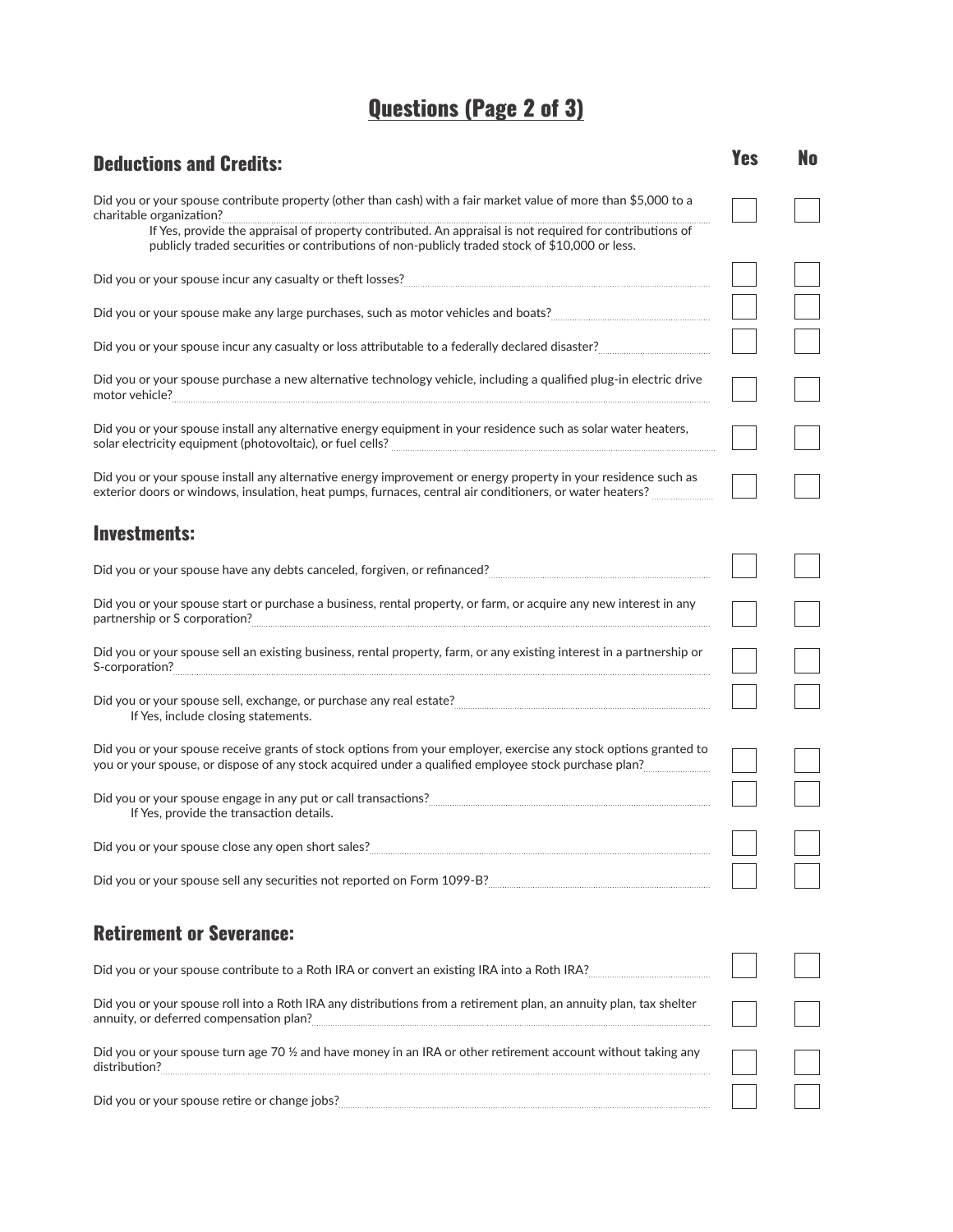# Questions (Page 2 of 3)

## Deductions and Credits:

| Question | Yes | No |
|---|---|---|
| Did you or your spouse contribute property (other than cash) with a fair market value of more than $5,000 to a charitable organization? If Yes, provide the appraisal of property contributed. An appraisal is not required for contributions of publicly traded securities or contributions of non-publicly traded stock of $10,000 or less. | ☐ | ☐ |
| Did you or your spouse incur any casualty or theft losses? | ☐ | ☐ |
| Did you or your spouse make any large purchases, such as motor vehicles and boats? | ☐ | ☐ |
| Did you or your spouse incur any casualty or loss attributable to a federally declared disaster? | ☐ | ☐ |
| Did you or your spouse purchase a new alternative technology vehicle, including a qualified plug-in electric drive motor vehicle? | ☐ | ☐ |
| Did you or your spouse install any alternative energy equipment in your residence such as solar water heaters, solar electricity equipment (photovoltaic), or fuel cells? | ☐ | ☐ |
| Did you or your spouse install any alternative energy improvement or energy property in your residence such as exterior doors or windows, insulation, heat pumps, furnaces, central air conditioners, or water heaters? | ☐ | ☐ |

## Investments:

| Question | Yes | No |
|---|---|---|
| Did you or your spouse have any debts canceled, forgiven, or refinanced? | ☐ | ☐ |
| Did you or your spouse start or purchase a business, rental property, or farm, or acquire any new interest in any partnership or S corporation? | ☐ | ☐ |
| Did you or your spouse sell an existing business, rental property, farm, or any existing interest in a partnership or S-corporation? | ☐ | ☐ |
| Did you or your spouse sell, exchange, or purchase any real estate? If Yes, include closing statements. | ☐ | ☐ |
| Did you or your spouse receive grants of stock options from your employer, exercise any stock options granted to you or your spouse, or dispose of any stock acquired under a qualified employee stock purchase plan? | ☐ | ☐ |
| Did you or your spouse engage in any put or call transactions? If Yes, provide the transaction details. | ☐ | ☐ |
| Did you or your spouse close any open short sales? | ☐ | ☐ |
| Did you or your spouse sell any securities not reported on Form 1099-B? | ☐ | ☐ |

## Retirement or Severance:

| Question | Yes | No |
|---|---|---|
| Did you or your spouse contribute to a Roth IRA or convert an existing IRA into a Roth IRA? | ☐ | ☐ |
| Did you or your spouse roll into a Roth IRA any distributions from a retirement plan, an annuity plan, tax shelter annuity, or deferred compensation plan? | ☐ | ☐ |
| Did you or your spouse turn age 70 ½ and have money in an IRA or other retirement account without taking any distribution? | ☐ | ☐ |
| Did you or your spouse retire or change jobs? | ☐ | ☐ |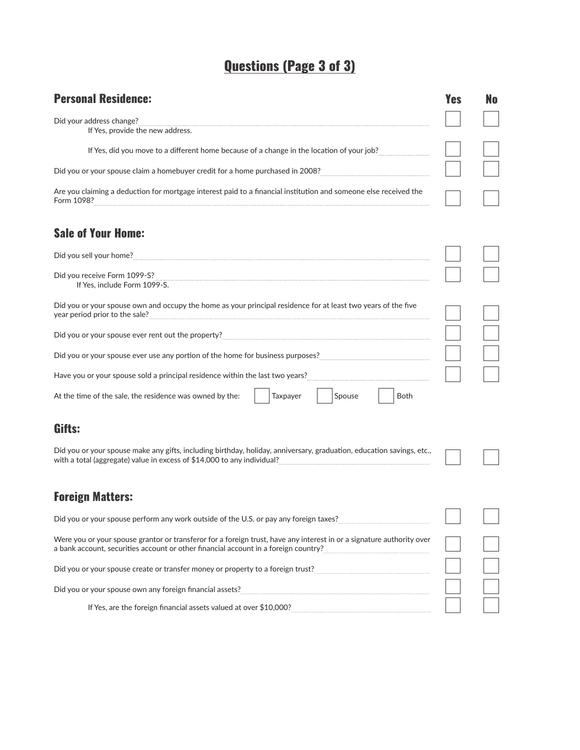# Questions (Page 3 of 3)

## Personal Residence:

| | Yes | No |
|---|---|---|
| Did your address change? | ☐ | ☐ |
| If Yes, provide the new address. | | |
| If Yes, did you move to a different home because of a change in the location of your job? | ☐ | ☐ |
| Did you or your spouse claim a homebuyer credit for a home purchased in 2008? | ☐ | ☐ |
| Are you claiming a deduction for mortgage interest paid to a financial institution and someone else received the Form 1098? | ☐ | ☐ |

## Sale of Your Home:

| | Yes | No |
|---|---|---|
| Did you sell your home? | ☐ | ☐ |
| Did you receive Form 1099-S? | ☐ | ☐ |
| If Yes, include Form 1099-S. | | |
| Did you or your spouse own and occupy the home as your principal residence for at least two years of the five year period prior to the sale? | ☐ | ☐ |
| Did you or your spouse ever rent out the property? | ☐ | ☐ |
| Did you or your spouse ever use any portion of the home for business purposes? | ☐ | ☐ |
| Have you or your spouse sold a principal residence within the last two years? | ☐ | ☐ |

At the time of the sale, the residence was owned by the: ☐ Taxpayer ☐ Spouse ☐ Both

## Gifts:

| | Yes | No |
|---|---|---|
| Did you or your spouse make any gifts, including birthday, holiday, anniversary, graduation, education savings, etc., with a total (aggregate) value in excess of $14,000 to any individual? | ☐ | ☐ |

## Foreign Matters:

| | Yes | No |
|---|---|---|
| Did you or your spouse perform any work outside of the U.S. or pay any foreign taxes? | ☐ | ☐ |
| Were you or your spouse grantor or transferor for a foreign trust, have any interest in or a signature authority over a bank account, securities account or other financial account in a foreign country? | ☐ | ☐ |
| Did you or your spouse create or transfer money or property to a foreign trust? | ☐ | ☐ |
| Did you or your spouse own any foreign financial assets? | ☐ | ☐ |
| If Yes, are the foreign financial assets valued at over $10,000? | ☐ | ☐ |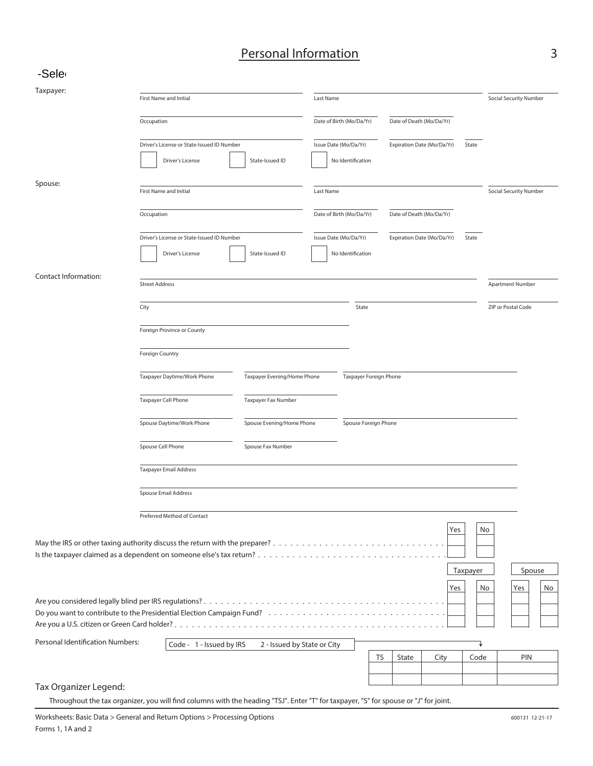# Personal Information

-Sele

**Taxpayer:**

| First Name and Initial | Last Name | | Social Security Number |
|---|---|---|---|
| | | | |

| Occupation | Date of Birth (Mo/Da/Yr) | Date of Death (Mo/Da/Yr) |
|---|---|---|
| | | |

| Driver's License or State-Issued ID Number | Issue Date (Mo/Da/Yr) | Expiration Date (Mo/Da/Yr) | State |
|---|---|---|---|
| | | | |

☐ Driver's License ☐ State-Issued ID ☐ No Identification

**Spouse:**

| First Name and Initial | Last Name | | Social Security Number |
|---|---|---|---|
| | | | |

| Occupation | Date of Birth (Mo/Da/Yr) | Date of Death (Mo/Da/Yr) |
|---|---|---|
| | | |

| Driver's License or State-Issued ID Number | Issue Date (Mo/Da/Yr) | Expiration Date (Mo/Da/Yr) | State |
|---|---|---|---|
| | | | |

☐ Driver's License ☐ State-Issued ID ☐ No Identification

**Contact Information:**

| Street Address | Apartment Number |
|---|---|
| | |

| City | State | ZIP or Postal Code |
|---|---|---|
| | | |

Foreign Province or County

Foreign Country

| Taxpayer Daytime/Work Phone | Taxpayer Evening/Home Phone | Taxpayer Foreign Phone |
|---|---|---|
| | | |

| Taxpayer Cell Phone | Taxpayer Fax Number |
|---|---|
| | |

| Spouse Daytime/Work Phone | Spouse Evening/Home Phone | Spouse Foreign Phone |
|---|---|---|
| | | |

| Spouse Cell Phone | Spouse Fax Number |
|---|---|
| | |

Taxpayer Email Address

Spouse Email Address

Preferred Method of Contact

| | Yes | No |
|---|---|---|
| May the IRS or other taxing authority discuss the return with the preparer? | | |
| Is the taxpayer claimed as a dependent on someone else's tax return? | | |

| | Taxpayer | | Spouse | |
|---|---|---|---|---|
| | Yes | No | Yes | No |
| Are you considered legally blind per IRS regulations? | | | | |
| Do you want to contribute to the Presidential Election Campaign Fund? | | | | |
| Are you a U.S. citizen or Green Card holder? | | | | |

**Personal Identification Numbers:** Code - 1 - Issued by IRS 2 - Issued by State or City

| TS | State | City | Code | PIN |
|---|---|---|---|---|
| | | | | |
| | | | | |

## Tax Organizer Legend:

Throughout the tax organizer, you will find columns with the heading "TSJ". Enter "T" for taxpayer, "S" for spouse or "J" for joint.

Worksheets: Basic Data > General and Return Options > Processing Options
Forms 1, 1A and 2

600131 12-21-17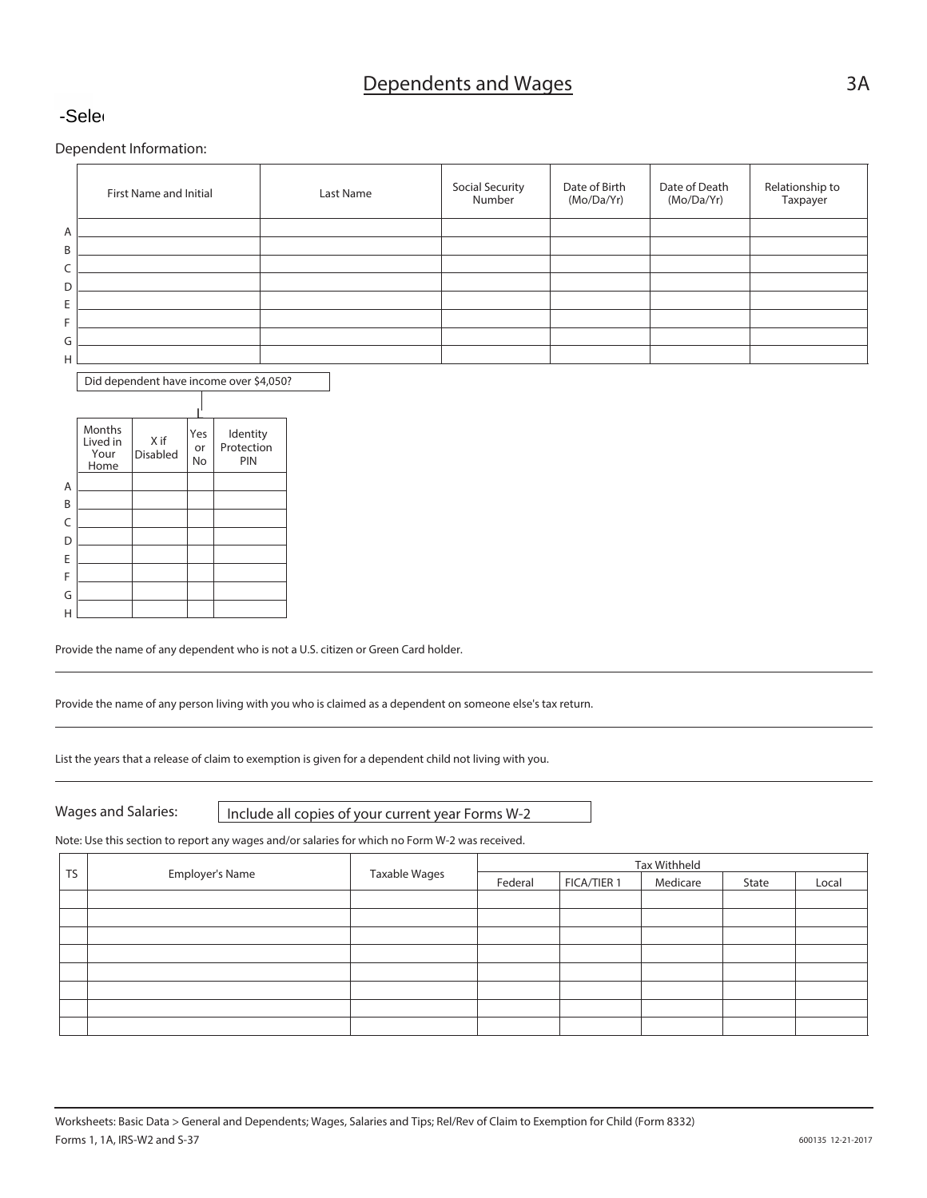# Dependents and Wages

3A

-Sele

Dependent Information:

| | First Name and Initial | Last Name | Social Security Number | Date of Birth (Mo/Da/Yr) | Date of Death (Mo/Da/Yr) | Relationship to Taxpayer |
|---|---|---|---|---|---|---|
| A | | | | | | |
| B | | | | | | |
| C | | | | | | |
| D | | | | | | |
| E | | | | | | |
| F | | | | | | |
| G | | | | | | |
| H | | | | | | |

Did dependent have income over $4,050?

| | Months Lived in Your Home | X if Disabled | Yes or No | Identity Protection PIN |
|---|---|---|---|---|
| A | | | | |
| B | | | | |
| C | | | | |
| D | | | | |
| E | | | | |
| F | | | | |
| G | | | | |
| H | | | | |

Provide the name of any dependent who is not a U.S. citizen or Green Card holder.

Provide the name of any person living with you who is claimed as a dependent on someone else's tax return.

List the years that a release of claim to exemption is given for a dependent child not living with you.

Wages and Salaries: Include all copies of your current year Forms W-2

Note: Use this section to report any wages and/or salaries for which no Form W-2 was received.

| TS | Employer's Name | Taxable Wages | Tax Withheld | | | | |
|---|---|---|---|---|---|---|---|
| | | | Federal | FICA/TIER 1 | Medicare | State | Local |
| | | | | | | | |
| | | | | | | | |
| | | | | | | | |
| | | | | | | | |
| | | | | | | | |
| | | | | | | | |
| | | | | | | | |
| | | | | | | | |

Worksheets: Basic Data > General and Dependents; Wages, Salaries and Tips; Rel/Rev of Claim to Exemption for Child (Form 8332)
Forms 1, 1A, IRS-W2 and S-37

600135 12-21-2017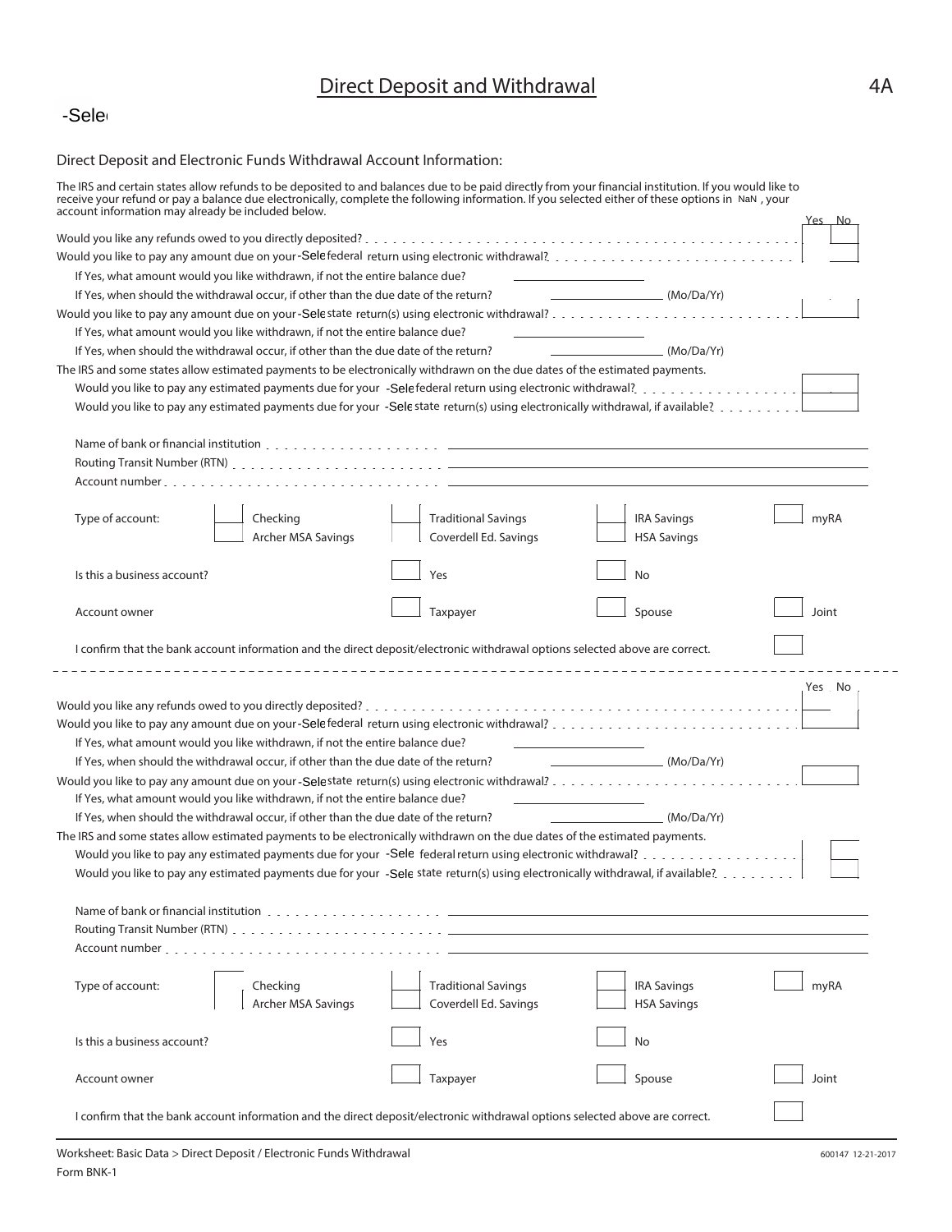# Direct Deposit and Withdrawal

4A

-Sele

Direct Deposit and Electronic Funds Withdrawal Account Information:

The IRS and certain states allow refunds to be deposited to and balances due to be paid directly from your financial institution. If you would like to receive your refund or pay a balance due electronically, complete the following information. If you selected either of these options in NaN , your account information may already be included below.

| | Yes | No |
|---|---|---|
| Would you like any refunds owed to you directly deposited? | | |
| Would you like to pay any amount due on your -Sele federal return using electronic withdrawal? | | |
| If Yes, what amount would you like withdrawn, if not the entire balance due? ________ | | |
| If Yes, when should the withdrawal occur, if other than the due date of the return? ________ (Mo/Da/Yr) | | |
| Would you like to pay any amount due on your -Sele state return(s) using electronic withdrawal? | | |
| If Yes, what amount would you like withdrawn, if not the entire balance due? ________ | | |
| If Yes, when should the withdrawal occur, if other than the due date of the return? ________ (Mo/Da/Yr) | | |

The IRS and some states allow estimated payments to be electronically withdrawn on the due dates of the estimated payments.

| | Yes | No |
|---|---|---|
| Would you like to pay any estimated payments due for your -Sele federal return using electronic withdrawal? | | |
| Would you like to pay any estimated payments due for your -Sele state return(s) using electronically withdrawal, if available? | | |

Name of bank or financial institution ________

Routing Transit Number (RTN) ________

Account number ________

Type of account: ☐ Checking ☐ Traditional Savings ☐ IRA Savings ☐ myRA ☐ Archer MSA Savings ☐ Coverdell Ed. Savings ☐ HSA Savings

Is this a business account? ☐ Yes ☐ No

Account owner ☐ Taxpayer ☐ Spouse ☐ Joint

I confirm that the bank account information and the direct deposit/electronic withdrawal options selected above are correct. ☐

---

| | Yes | No |
|---|---|---|
| Would you like any refunds owed to you directly deposited? | | |
| Would you like to pay any amount due on your -Sele federal return using electronic withdrawal? | | |
| If Yes, what amount would you like withdrawn, if not the entire balance due? ________ | | |
| If Yes, when should the withdrawal occur, if other than the due date of the return? ________ (Mo/Da/Yr) | | |
| Would you like to pay any amount due on your -Sele state return(s) using electronic withdrawal? | | |
| If Yes, what amount would you like withdrawn, if not the entire balance due? ________ | | |
| If Yes, when should the withdrawal occur, if other than the due date of the return? ________ (Mo/Da/Yr) | | |

The IRS and some states allow estimated payments to be electronically withdrawn on the due dates of the estimated payments.

| | Yes | No |
|---|---|---|
| Would you like to pay any estimated payments due for your -Sele federal return using electronic withdrawal? | | |
| Would you like to pay any estimated payments due for your -Sele state return(s) using electronically withdrawal, if available? | | |

Name of bank or financial institution ________

Routing Transit Number (RTN) ________

Account number ________

Type of account: ☐ Checking ☐ Traditional Savings ☐ IRA Savings ☐ myRA ☐ Archer MSA Savings ☐ Coverdell Ed. Savings ☐ HSA Savings

Is this a business account? ☐ Yes ☐ No

Account owner ☐ Taxpayer ☐ Spouse ☐ Joint

I confirm that the bank account information and the direct deposit/electronic withdrawal options selected above are correct. ☐

Worksheet: Basic Data > Direct Deposit / Electronic Funds Withdrawal

Form BNK-1

600147 12-21-2017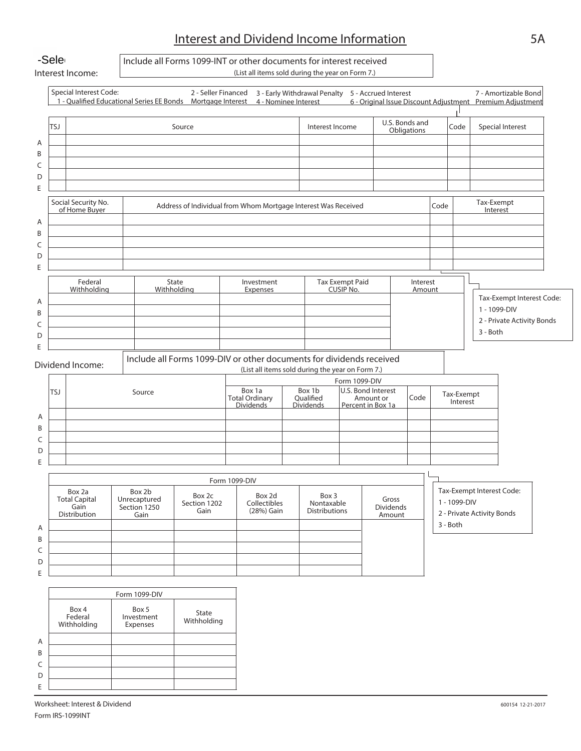# Interest and Dividend Income Information

5A

-Sele

Interest Income:

Include all Forms 1099-INT or other documents for interest received
(List all items sold during the year on Form 7.)

Special Interest Code:
1 - Qualified Educational Series EE Bonds
2 - Seller Financed Mortgage Interest
3 - Early Withdrawal Penalty
4 - Nominee Interest
5 - Accrued Interest
6 - Original Issue Discount Adjustment
7 - Amortizable Bond Premium Adjustment

| | TSJ | Source | Interest Income | U.S. Bonds and Obligations | Code | Special Interest |
|---|---|---|---|---|---|---|
| A | | | | | | |
| B | | | | | | |
| C | | | | | | |
| D | | | | | | |
| E | | | | | | |

| | Social Security No. of Home Buyer | Address of Individual from Whom Mortgage Interest Was Received | Code | Tax-Exempt Interest |
|---|---|---|---|---|
| A | | | | |
| B | | | | |
| C | | | | |
| D | | | | |
| E | | | | |

| | Federal Withholding | State Withholding | Investment Expenses | Tax Exempt Paid CUSIP No. | Interest Amount |
|---|---|---|---|---|---|
| A | | | | | |
| B | | | | | |
| C | | | | | |
| D | | | | | |
| E | | | | | |

Tax-Exempt Interest Code:
1 - 1099-DIV
2 - Private Activity Bonds
3 - Both

Dividend Income:

Include all Forms 1099-DIV or other documents for dividends received
(List all items sold during the year on Form 7.)

| | TSJ | Source | Form 1099-DIV Box 1a Total Ordinary Dividends | Box 1b Qualified Dividends | U.S. Bond Interest Amount or Percent in Box 1a | Code | Tax-Exempt Interest |
|---|---|---|---|---|---|---|---|
| A | | | | | | | |
| B | | | | | | | |
| C | | | | | | | |
| D | | | | | | | |
| E | | | | | | | |

| | Form 1099-DIV Box 2a Total Capital Gain Distribution | Box 2b Unrecaptured Section 1250 Gain | Box 2c Section 1202 Gain | Box 2d Collectibles (28%) Gain | Box 3 Nontaxable Distributions | Gross Dividends Amount |
|---|---|---|---|---|---|---|
| A | | | | | | |
| B | | | | | | |
| C | | | | | | |
| D | | | | | | |
| E | | | | | | |

Tax-Exempt Interest Code:
1 - 1099-DIV
2 - Private Activity Bonds
3 - Both

| | Form 1099-DIV Box 4 Federal Withholding | Box 5 Investment Expenses | State Withholding |
|---|---|---|---|
| A | | | |
| B | | | |
| C | | | |
| D | | | |
| E | | | |

Worksheet: Interest & Dividend

Form IRS-1099INT

600154 12-21-2017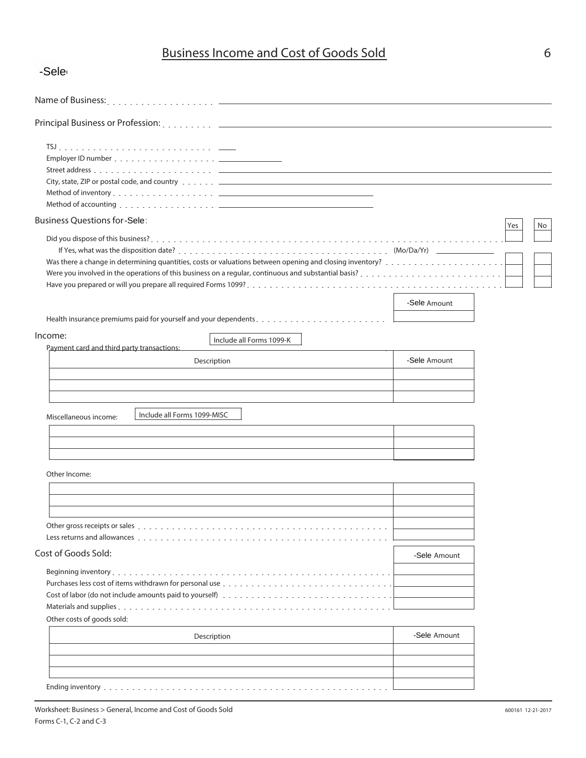# Business Income and Cost of Goods Sold

-Sele

Name of Business: . . . . . . . . . . . . . . . . . . ______________________________

Principal Business or Profession: . . . . . . . . . ______________________________

TSJ . . . . . . . . . . . . . . . . . . . . . . . . . . . ____

Employer ID number . . . . . . . . . . . . . . . . . . ____________

Street address . . . . . . . . . . . . . . . . . . . . . ______________________________

City, state, ZIP or postal code, and country . . . . . . ______________________________

Method of inventory . . . . . . . . . . . . . . . . . . ____________________

Method of accounting . . . . . . . . . . . . . . . . . ____________________

## Business Questions for -Sele:

| | Yes | No |
|---|---|---|
| Did you dispose of this business? | | |
| If Yes, what was the disposition date? (Mo/Da/Yr) ____________ | | |
| Was there a change in determining quantities, costs or valuations between opening and closing inventory? | | |
| Were you involved in the operations of this business on a regular, continuous and substantial basis? | | |
| Have you prepared or will you prepare all required Forms 1099? | | |

| | -Sele Amount |
|---|---|
| Health insurance premiums paid for yourself and your dependents | |

## Income:

Payment card and third party transactions: Include all Forms 1099-K

| Description | -Sele Amount |
|---|---|
| | |
| | |
| | |

Miscellaneous income: Include all Forms 1099-MISC

| | |
|---|---|
| | |
| | |
| | |

Other Income:

| | |
|---|---|
| | |
| | |
| | |

| | |
|---|---|
| Other gross receipts or sales | |
| Less returns and allowances | |

## Cost of Goods Sold:

| | -Sele Amount |
|---|---|
| Beginning inventory | |
| Purchases less cost of items withdrawn for personal use | |
| Cost of labor (do not include amounts paid to yourself) | |
| Materials and supplies | |

Other costs of goods sold:

| Description | -Sele Amount |
|---|---|
| | |
| | |
| | |

| | |
|---|---|
| Ending inventory | |

Worksheet: Business > General, Income and Cost of Goods Sold

Forms C-1, C-2 and C-3

600161 12-21-2017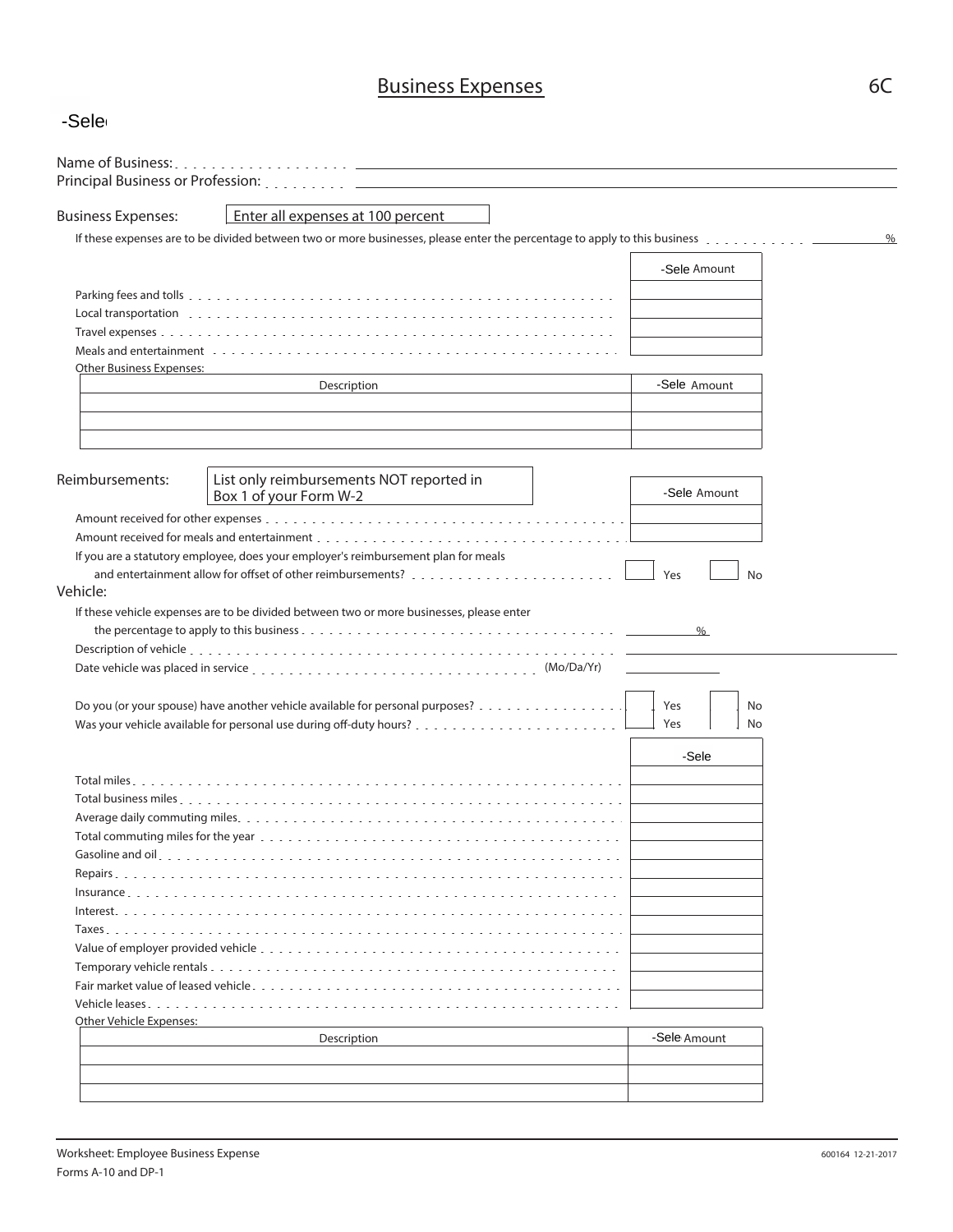# Business Expenses

6C

-Sele

Name of Business:

Principal Business or Profession:

**Business Expenses:** Enter all expenses at 100 percent

If these expenses are to be divided between two or more businesses, please enter the percentage to apply to this business ______ %

| | -Sele Amount |
|---|---|
| Parking fees and tolls | |
| Local transportation | |
| Travel expenses | |
| Meals and entertainment | |

Other Business Expenses:

| Description | -Sele Amount |
|---|---|
| | |
| | |
| | |

**Reimbursements:** List only reimbursements NOT reported in Box 1 of your Form W-2

| | -Sele Amount |
|---|---|
| Amount received for other expenses | |
| Amount received for meals and entertainment | |

If you are a statutory employee, does your employer's reimbursement plan for meals and entertainment allow for offset of other reimbursements? ☐ Yes ☐ No

**Vehicle:**

If these vehicle expenses are to be divided between two or more businesses, please enter the percentage to apply to this business ______ %

Description of vehicle ______

Date vehicle was placed in service (Mo/Da/Yr) ______

Do you (or your spouse) have another vehicle available for personal purposes? ☐ Yes ☐ No

Was your vehicle available for personal use during off-duty hours? ☐ Yes ☐ No

| | -Sele |
|---|---|
| Total miles | |
| Total business miles | |
| Average daily commuting miles | |
| Total commuting miles for the year | |
| Gasoline and oil | |
| Repairs | |
| Insurance | |
| Interest | |
| Taxes | |
| Value of employer provided vehicle | |
| Temporary vehicle rentals | |
| Fair market value of leased vehicle | |
| Vehicle leases | |

Other Vehicle Expenses:

| Description | -Sele Amount |
|---|---|
| | |
| | |
| | |

Worksheet: Employee Business Expense

Forms A-10 and DP-1

600164 12-21-2017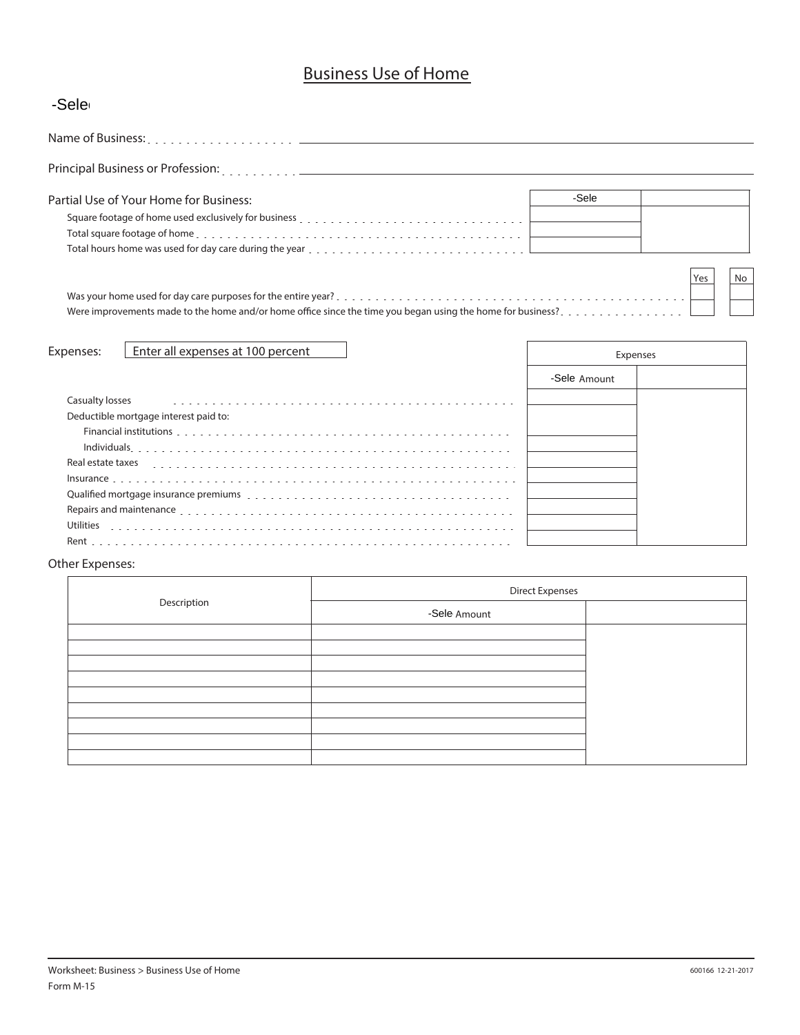# Business Use of Home

-Sele

Name of Business: ___________________________

Principal Business or Profession: ___________________________

Partial Use of Your Home for Business:

| | -Sele | |
|---|---|---|
| Square footage of home used exclusively for business | | |
| Total square footage of home | | |
| Total hours home was used for day care during the year | | |

| | Yes | No |
|---|---|---|
| Was your home used for day care purposes for the entire year? | | |
| Were improvements made to the home and/or home office since the time you began using the home for business? | | |

Expenses: Enter all expenses at 100 percent

| | Expenses | |
|---|---|---|
| | -Sele Amount | |
| Casualty losses | | |
| Deductible mortgage interest paid to: | | |
| Financial institutions | | |
| Individuals | | |
| Real estate taxes | | |
| Insurance | | |
| Qualified mortgage insurance premiums | | |
| Repairs and maintenance | | |
| Utilities | | |
| Rent | | |

Other Expenses:

| Description | Direct Expenses | |
|---|---|---|
| | -Sele Amount | |
| | | |
| | | |
| | | |
| | | |
| | | |
| | | |
| | | |
| | | |
| | | |

Worksheet: Business > Business Use of Home
Form M-15

600166 12-21-2017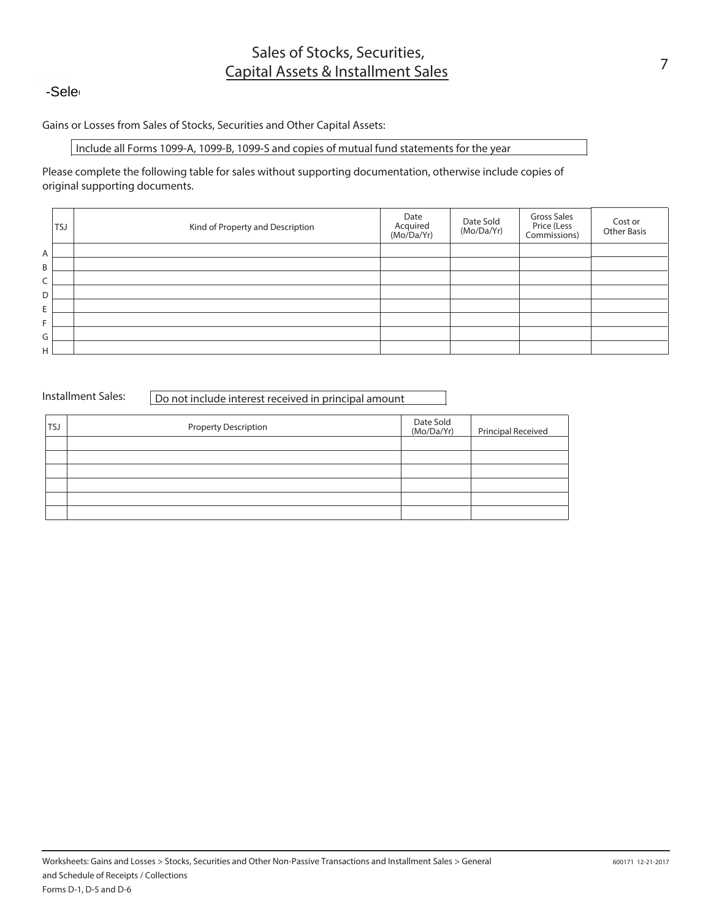# Sales of Stocks, Securities, Capital Assets & Installment Sales

-Sele

Gains or Losses from Sales of Stocks, Securities and Other Capital Assets:

Include all Forms 1099-A, 1099-B, 1099-S and copies of mutual fund statements for the year

Please complete the following table for sales without supporting documentation, otherwise include copies of original supporting documents.

| | TSJ | Kind of Property and Description | Date Acquired (Mo/Da/Yr) | Date Sold (Mo/Da/Yr) | Gross Sales Price (Less Commissions) | Cost or Other Basis |
|---|---|---|---|---|---|---|
| A | | | | | | |
| B | | | | | | |
| C | | | | | | |
| D | | | | | | |
| E | | | | | | |
| F | | | | | | |
| G | | | | | | |
| H | | | | | | |

Installment Sales: Do not include interest received in principal amount

| TSJ | Property Description | Date Sold (Mo/Da/Yr) | Principal Received |
|---|---|---|---|
| | | | |
| | | | |
| | | | |
| | | | |
| | | | |
| | | | |

Worksheets: Gains and Losses > Stocks, Securities and Other Non-Passive Transactions and Installment Sales > General and Schedule of Receipts / Collections

Forms D-1, D-5 and D-6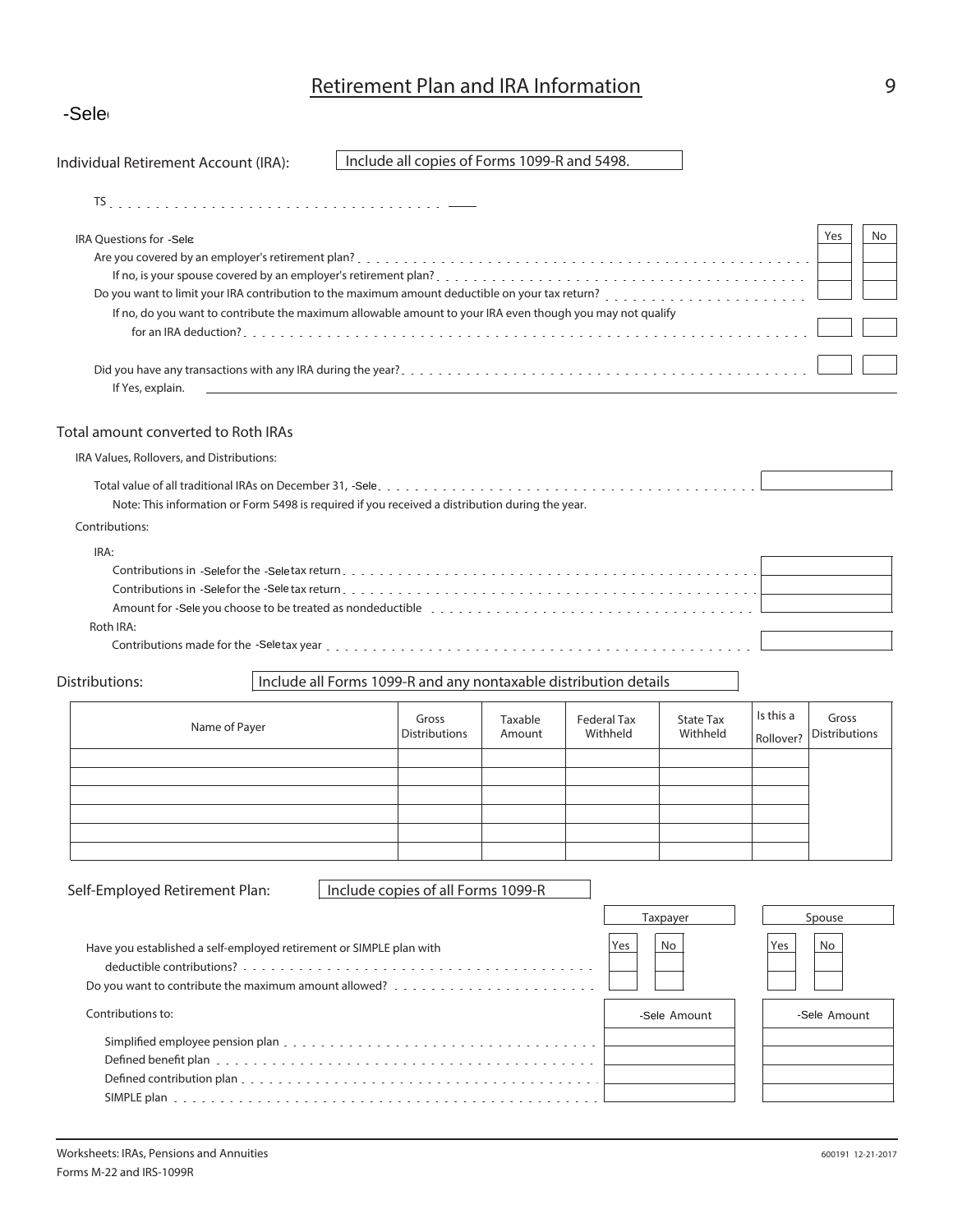# Retirement Plan and IRA Information

-Sele

**Individual Retirement Account (IRA):** Include all copies of Forms 1099-R and 5498.

TS . . . . . . . . . . . . . . . . . . . . . . . . . . . . . . . . . . . . ____

| IRA Questions for -Sele | Yes | No |
|---|---|---|
| Are you covered by an employer's retirement plan? | | |
| If no, is your spouse covered by an employer's retirement plan? | | |
| Do you want to limit your IRA contribution to the maximum amount deductible on your tax return? | | |
| If no, do you want to contribute the maximum allowable amount to your IRA even though you may not qualify for an IRA deduction? | | |
| Did you have any transactions with any IRA during the year? | | |

If Yes, explain. ____________________

## Total amount converted to Roth IRAs

IRA Values, Rollovers, and Distributions:

Total value of all traditional IRAs on December 31, -Sele . . . . . . . . ______

Note: This information or Form 5498 is required if you received a distribution during the year.

Contributions:

IRA:

Contributions in -Sele for the -Sele tax return . . . . . . . . ______

Contributions in -Sele for the -Sele tax return . . . . . . . . ______

Amount for -Sele you choose to be treated as nondeductible . . . . . . . . ______

Roth IRA:

Contributions made for the -Sele tax year . . . . . . . . ______

**Distributions:** Include all Forms 1099-R and any nontaxable distribution details

| Name of Payer | Gross Distributions | Taxable Amount | Federal Tax Withheld | State Tax Withheld | Is this a Rollover? | Gross Distributions |
|---|---|---|---|---|---|---|
| | | | | | | |
| | | | | | | |
| | | | | | | |
| | | | | | | |
| | | | | | | |
| | | | | | | |

**Self-Employed Retirement Plan:** Include copies of all Forms 1099-R

| | Taxpayer Yes | Taxpayer No | Spouse Yes | Spouse No |
|---|---|---|---|---|
| Have you established a self-employed retirement or SIMPLE plan with deductible contributions? | | | | |
| Do you want to contribute the maximum allowed? | | | | |

| Contributions to: | Taxpayer -Sele Amount | Spouse -Sele Amount |
|---|---|---|
| Simplified employee pension plan | | |
| Defined benefit plan | | |
| Defined contribution plan | | |
| SIMPLE plan | | |

Worksheets: IRAs, Pensions and Annuities
Forms M-22 and IRS-1099R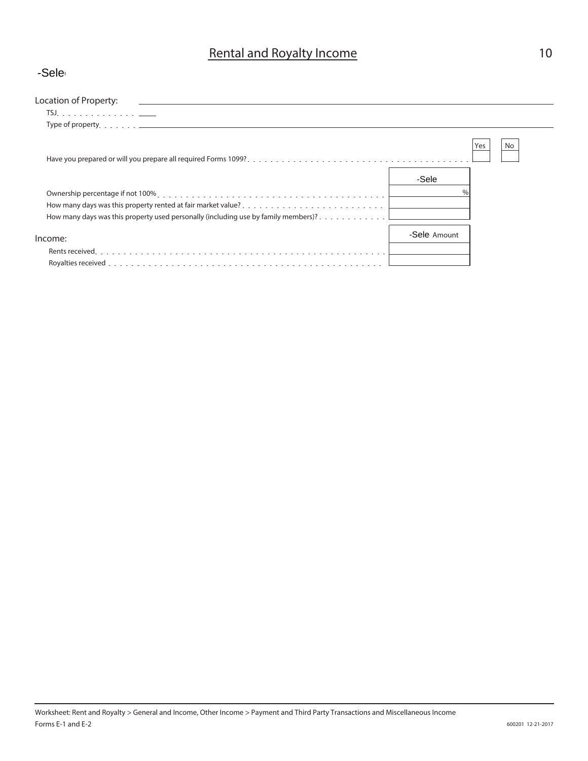# Rental and Royalty Income

-Sele

Location of Property:

TSJ

Type of property

| | Yes | No |
|---|---|---|
| Have you prepared or will you prepare all required Forms 1099? | | |

| | -Sele |
|---|---|
| Ownership percentage if not 100% | % |
| How many days was this property rented at fair market value? | |
| How many days was this property used personally (including use by family members)? | |

| Income: | -Sele Amount |
|---|---|
| Rents received | |
| Royalties received | |

Worksheet: Rent and Royalty > General and Income, Other Income > Payment and Third Party Transactions and Miscellaneous Income

Forms E-1 and E-2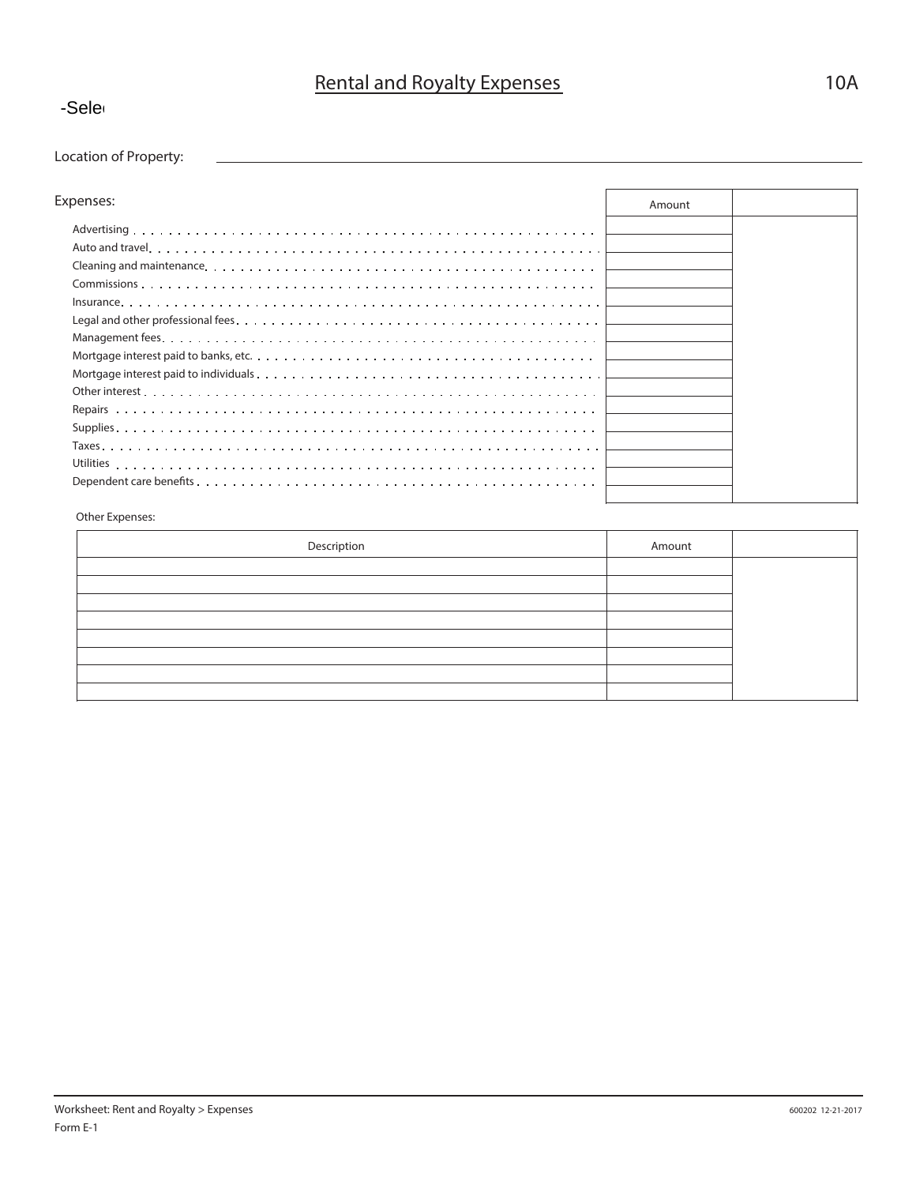# Rental and Royalty Expenses

10A

-Sele

Location of Property:

Expenses:

| | Amount | |
|---|---|---|
| Advertising | | |
| Auto and travel | | |
| Cleaning and maintenance | | |
| Commissions | | |
| Insurance | | |
| Legal and other professional fees | | |
| Management fees | | |
| Mortgage interest paid to banks, etc. | | |
| Mortgage interest paid to individuals | | |
| Other interest | | |
| Repairs | | |
| Supplies | | |
| Taxes | | |
| Utilities | | |
| Dependent care benefits | | |
| | | |

Other Expenses:

| Description | Amount | |
|---|---|---|
| | | |
| | | |
| | | |
| | | |
| | | |
| | | |
| | | |
| | | |

Worksheet: Rent and Royalty > Expenses

Form E-1

600202 12-21-2017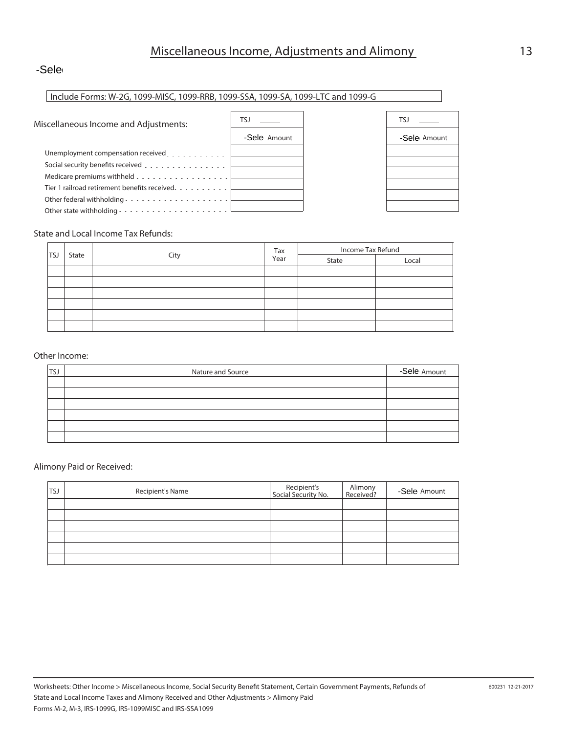# Miscellaneous Income, Adjustments and Alimony

-Sele

Include Forms: W-2G, 1099-MISC, 1099-RRB, 1099-SSA, 1099-SA, 1099-LTC and 1099-G

## Miscellaneous Income and Adjustments:

| | TSJ _____ -Sele Amount | TSJ _____ -Sele Amount |
|---|---|---|
| Unemployment compensation received | | |
| Social security benefits received | | |
| Medicare premiums withheld | | |
| Tier 1 railroad retirement benefits received | | |
| Other federal withholding | | |
| Other state withholding | | |

## State and Local Income Tax Refunds:

| TSJ | State | City | Tax Year | Income Tax Refund | |
|---|---|---|---|---|---|
| | | | | State | Local |
| | | | | | |
| | | | | | |
| | | | | | |
| | | | | | |
| | | | | | |
| | | | | | |

## Other Income:

| TSJ | Nature and Source | -Sele Amount |
|---|---|---|
| | | |
| | | |
| | | |
| | | |
| | | |
| | | |

## Alimony Paid or Received:

| TSJ | Recipient's Name | Recipient's Social Security No. | Alimony Received? | -Sele Amount |
|---|---|---|---|---|
| | | | | |
| | | | | |
| | | | | |
| | | | | |
| | | | | |
| | | | | |

Worksheets: Other Income > Miscellaneous Income, Social Security Benefit Statement, Certain Government Payments, Refunds of State and Local Income Taxes and Alimony Received and Other Adjustments > Alimony Paid

Forms M-2, M-3, IRS-1099G, IRS-1099MISC and IRS-SSA1099

600231 12-21-2017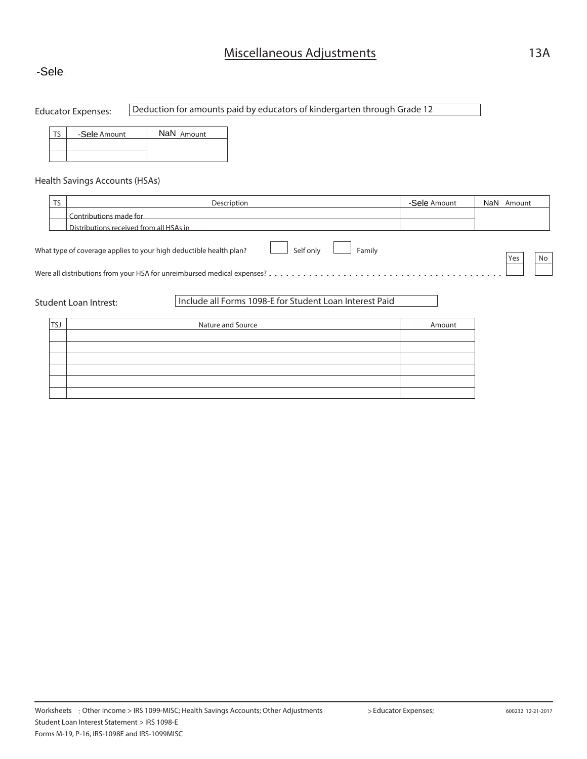# Miscellaneous Adjustments

13A

-Sele

Educator Expenses: Deduction for amounts paid by educators of kindergarten through Grade 12

| TS | -Sele Amount | NaN Amount |
|---|---|---|
| | | |
| | | |

Health Savings Accounts (HSAs)

| TS | Description | -Sele Amount | NaN Amount |
|---|---|---|---|
| | Contributions made for | | |
| | Distributions received from all HSAs in | | |

What type of coverage applies to your high deductible health plan? ☐ Self only ☐ Family

| | Yes | No |
|---|---|---|
| Were all distributions from your HSA for unreimbursed medical expenses? | | |

Student Loan Intrest: Include all Forms 1098-E for Student Loan Interest Paid

| TSJ | Nature and Source | Amount |
|---|---|---|
| | | |
| | | |
| | | |
| | | |
| | | |
| | | |

Worksheets : Other Income > IRS 1099-MISC; Health Savings Accounts; Other Adjustments > Educator Expenses;
Student Loan Interest Statement > IRS 1098-E
Forms M-19, P-16, IRS-1098E and IRS-1099MISC

600232 12-21-2017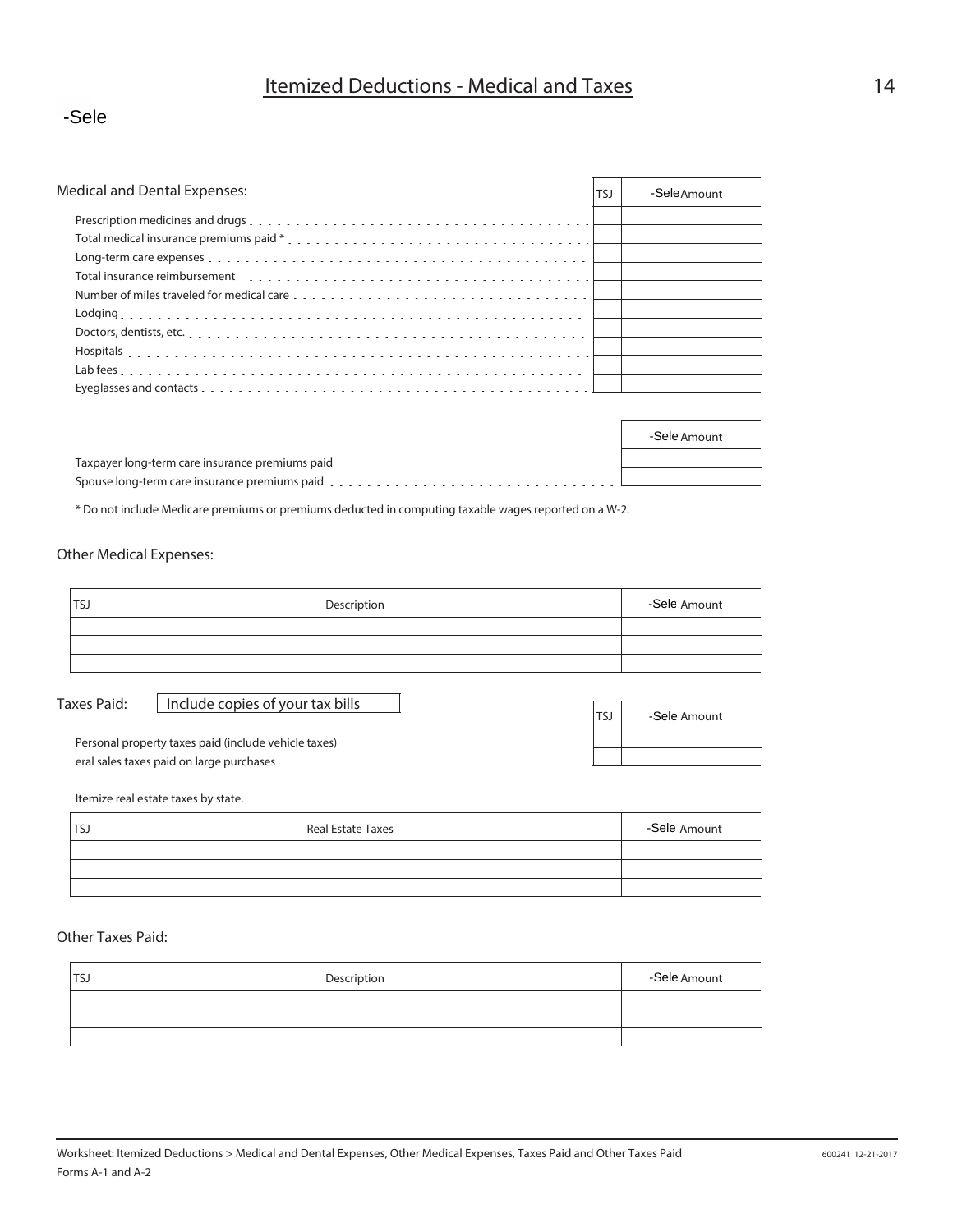# Itemized Deductions - Medical and Taxes

-Sele

## Medical and Dental Expenses:

| | TSJ | -Sele Amount |
|---|---|---|
| Prescription medicines and drugs | | |
| Total medical insurance premiums paid * | | |
| Long-term care expenses | | |
| Total insurance reimbursement | | |
| Number of miles traveled for medical care | | |
| Lodging | | |
| Doctors, dentists, etc. | | |
| Hospitals | | |
| Lab fees | | |
| Eyeglasses and contacts | | |

| | -Sele Amount |
|---|---|
| Taxpayer long-term care insurance premiums paid | |
| Spouse long-term care insurance premiums paid | |

* Do not include Medicare premiums or premiums deducted in computing taxable wages reported on a W-2.

## Other Medical Expenses:

| TSJ | Description | -Sele Amount |
|---|---|---|
| | | |
| | | |
| | | |

## Taxes Paid:

Include copies of your tax bills

| | TSJ | -Sele Amount |
|---|---|---|
| Personal property taxes paid (include vehicle taxes) | | |
| eral sales taxes paid on large purchases | | |

Itemize real estate taxes by state.

| TSJ | Real Estate Taxes | -Sele Amount |
|---|---|---|
| | | |
| | | |
| | | |

## Other Taxes Paid:

| TSJ | Description | -Sele Amount |
|---|---|---|
| | | |
| | | |
| | | |

Worksheet: Itemized Deductions > Medical and Dental Expenses, Other Medical Expenses, Taxes Paid and Other Taxes Paid
Forms A-1 and A-2

600241 12-21-2017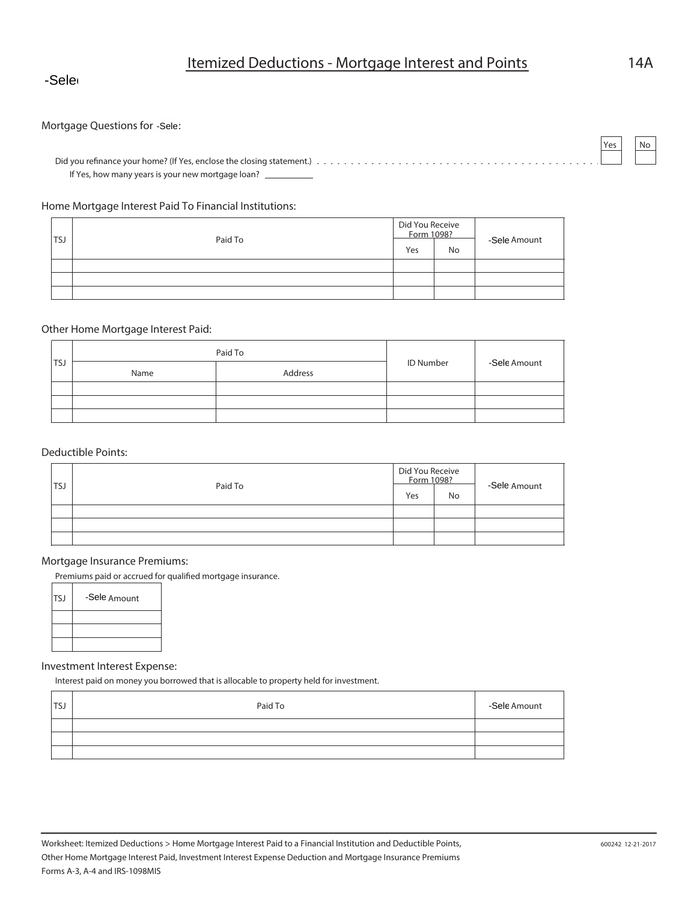# Itemized Deductions - Mortgage Interest and Points

14A

-Sele

Mortgage Questions for -Sele:

| | Yes | No |
|---|---|---|
| Did you refinance your home? (If Yes, enclose the closing statement.) | | |

If Yes, how many years is your new mortgage loan? ___________

## Home Mortgage Interest Paid To Financial Institutions:

| TSJ | Paid To | Did You Receive Form 1098? | | -Sele Amount |
|---|---|---|---|---|
| | | Yes | No | |
| | | | | |
| | | | | |
| | | | | |

## Other Home Mortgage Interest Paid:

| TSJ | Paid To | | ID Number | -Sele Amount |
|---|---|---|---|---|
| | Name | Address | | |
| | | | | |
| | | | | |
| | | | | |

## Deductible Points:

| TSJ | Paid To | Did You Receive Form 1098? | | -Sele Amount |
|---|---|---|---|---|
| | | Yes | No | |
| | | | | |
| | | | | |
| | | | | |

## Mortgage Insurance Premiums:

Premiums paid or accrued for qualified mortgage insurance.

| TSJ | -Sele Amount |
|---|---|
| | |
| | |
| | |

## Investment Interest Expense:

Interest paid on money you borrowed that is allocable to property held for investment.

| TSJ | Paid To | -Sele Amount |
|---|---|---|
| | | |
| | | |
| | | |

Worksheet: Itemized Deductions > Home Mortgage Interest Paid to a Financial Institution and Deductible Points, Other Home Mortgage Interest Paid, Investment Interest Expense Deduction and Mortgage Insurance Premiums
Forms A-3, A-4 and IRS-1098MIS

600242 12-21-2017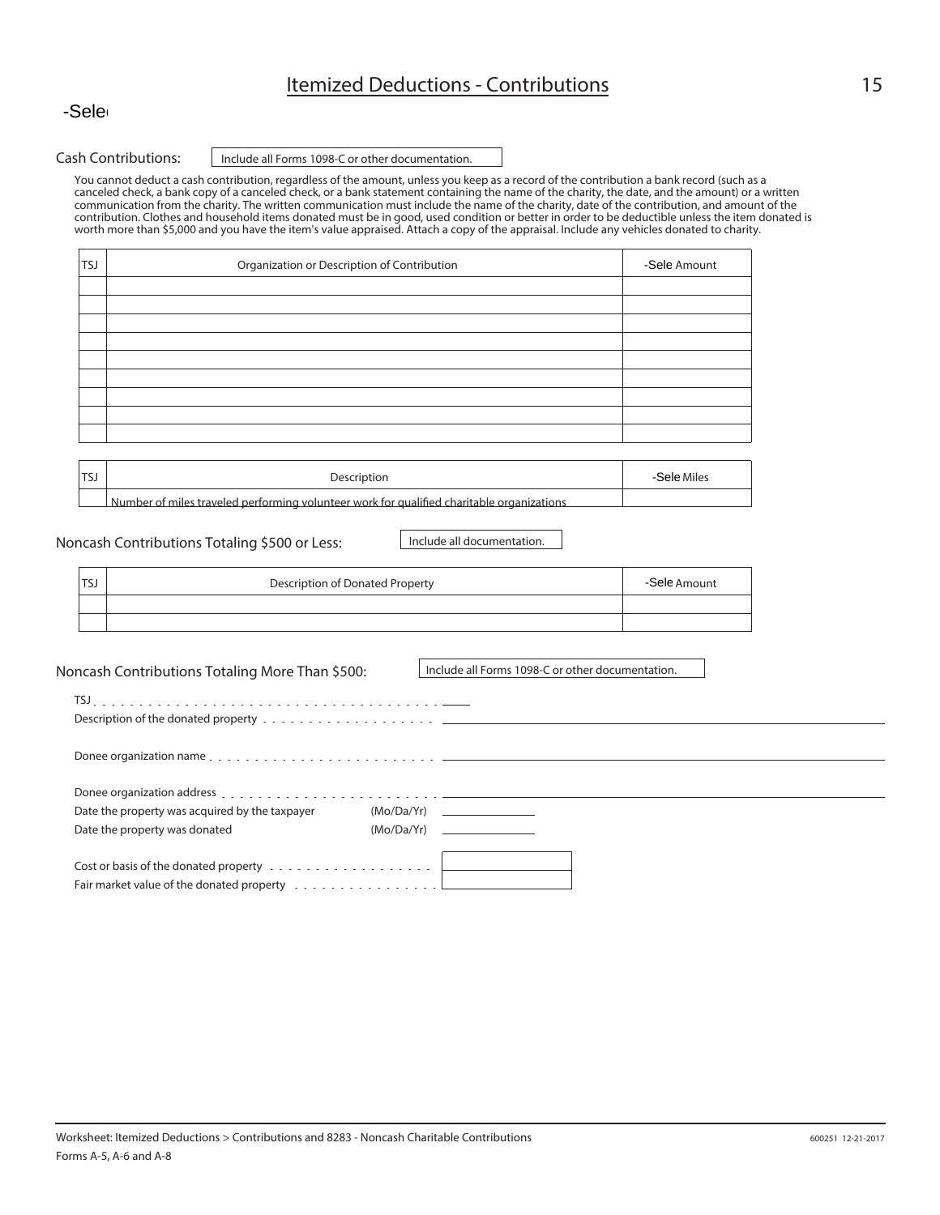# Itemized Deductions - Contributions

-Sele

Cash Contributions: Include all Forms 1098-C or other documentation.

You cannot deduct a cash contribution, regardless of the amount, unless you keep as a record of the contribution a bank record (such as a canceled check, a bank copy of a canceled check, or a bank statement containing the name of the charity, the date, and the amount) or a written communication from the charity. The written communication must include the name of the charity, date of the contribution, and amount of the contribution. Clothes and household items donated must be in good, used condition or better in order to be deductible unless the item donated is worth more than $5,000 and you have the item's value appraised. Attach a copy of the appraisal. Include any vehicles donated to charity.

| TSJ | Organization or Description of Contribution | -Sele Amount |
|---|---|---|
| | | |
| | | |
| | | |
| | | |
| | | |
| | | |
| | | |
| | | |
| | | |

| TSJ | Description | -Sele Miles |
|---|---|---|
| | Number of miles traveled performing volunteer work for qualified charitable organizations | |

Noncash Contributions Totaling $500 or Less: Include all documentation.

| TSJ | Description of Donated Property | -Sele Amount |
|---|---|---|
| | | |
| | | |

Noncash Contributions Totaling More Than $500: Include all Forms 1098-C or other documentation.

TSJ . . . . . . . . . . . . . . . . . . . . . . . . . . . . . . . . . . . . . . ____

Description of the donated property . . . . . . . . . . . . . . . . . . . ____

Donee organization name . . . . . . . . . . . . . . . . . . . . . . . . ____

Donee organization address . . . . . . . . . . . . . . . . . . . . . . . ____

Date the property was acquired by the taxpayer (Mo/Da/Yr) ____

Date the property was donated (Mo/Da/Yr) ____

Cost or basis of the donated property . . . . . . . . . . . . . . . . . . ____

Fair market value of the donated property . . . . . . . . . . . . . . . . ____

Worksheet: Itemized Deductions > Contributions and 8283 - Noncash Charitable Contributions

Forms A-5, A-6 and A-8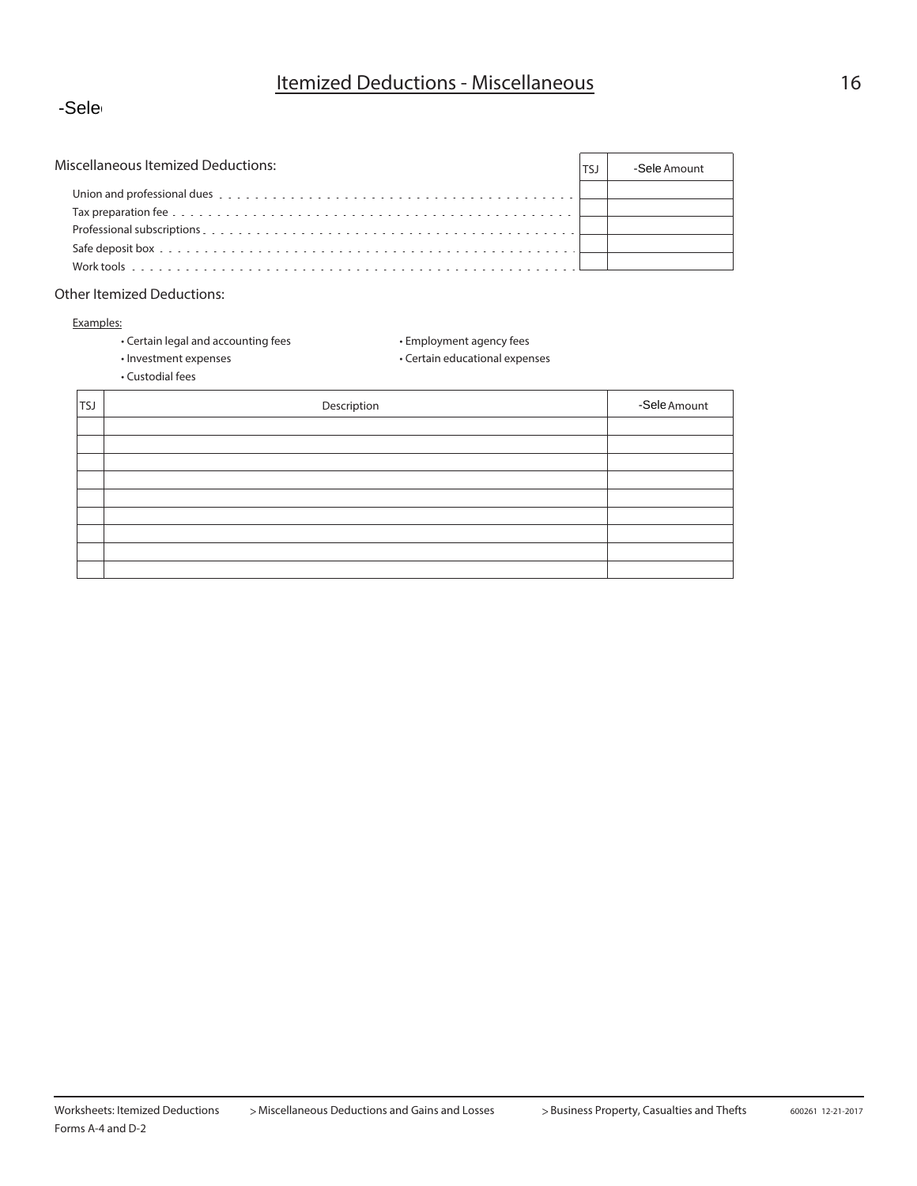# Itemized Deductions - Miscellaneous

-Sele

## Miscellaneous Itemized Deductions:

| | TSJ | -Sele Amount |
|---|---|---|
| Union and professional dues | | |
| Tax preparation fee | | |
| Professional subscriptions | | |
| Safe deposit box | | |
| Work tools | | |

## Other Itemized Deductions:

Examples:

- Certain legal and accounting fees
- Investment expenses
- Custodial fees
- Employment agency fees
- Certain educational expenses

| TSJ | Description | -Sele Amount |
|---|---|---|
| | | |
| | | |
| | | |
| | | |
| | | |
| | | |
| | | |
| | | |
| | | |

Worksheets: Itemized Deductions > Miscellaneous Deductions and Gains and Losses > Business Property, Casualties and Thefts

Forms A-4 and D-2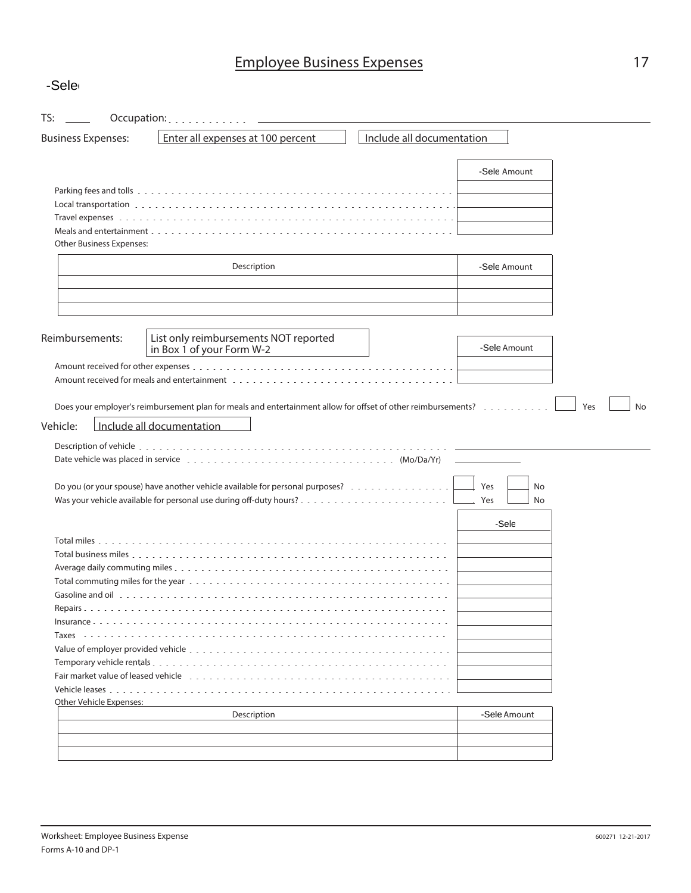# Employee Business Expenses

-Sele

TS: ____ Occupation: . . . . . . . . . . . . ________________________________

Business Expenses: Enter all expenses at 100 percent | Include all documentation

| | -Sele Amount |
|---|---|
| Parking fees and tolls | |
| Local transportation | |
| Travel expenses | |
| Meals and entertainment | |

Other Business Expenses:

| Description | -Sele Amount |
|---|---|
| | |
| | |
| | |

Reimbursements: List only reimbursements NOT reported in Box 1 of your Form W-2

| | -Sele Amount |
|---|---|
| Amount received for other expenses | |
| Amount received for meals and entertainment | |

Does your employer's reimbursement plan for meals and entertainment allow for offset of other reimbursements? ☐ Yes ☐ No

Vehicle: Include all documentation

Description of vehicle ________________________________

Date vehicle was placed in service (Mo/Da/Yr) ____________

Do you (or your spouse) have another vehicle available for personal purposes? ☐ Yes ☐ No

Was your vehicle available for personal use during off-duty hours? ☐ Yes ☐ No

| | -Sele |
|---|---|
| Total miles | |
| Total business miles | |
| Average daily commuting miles | |
| Total commuting miles for the year | |
| Gasoline and oil | |
| Repairs | |
| Insurance | |
| Taxes | |
| Value of employer provided vehicle | |
| Temporary vehicle rentals | |
| Fair market value of leased vehicle | |
| Vehicle leases | |

Other Vehicle Expenses:

| Description | -Sele Amount |
|---|---|
| | |
| | |
| | |

Worksheet: Employee Business Expense
Forms A-10 and DP-1

600271 12-21-2017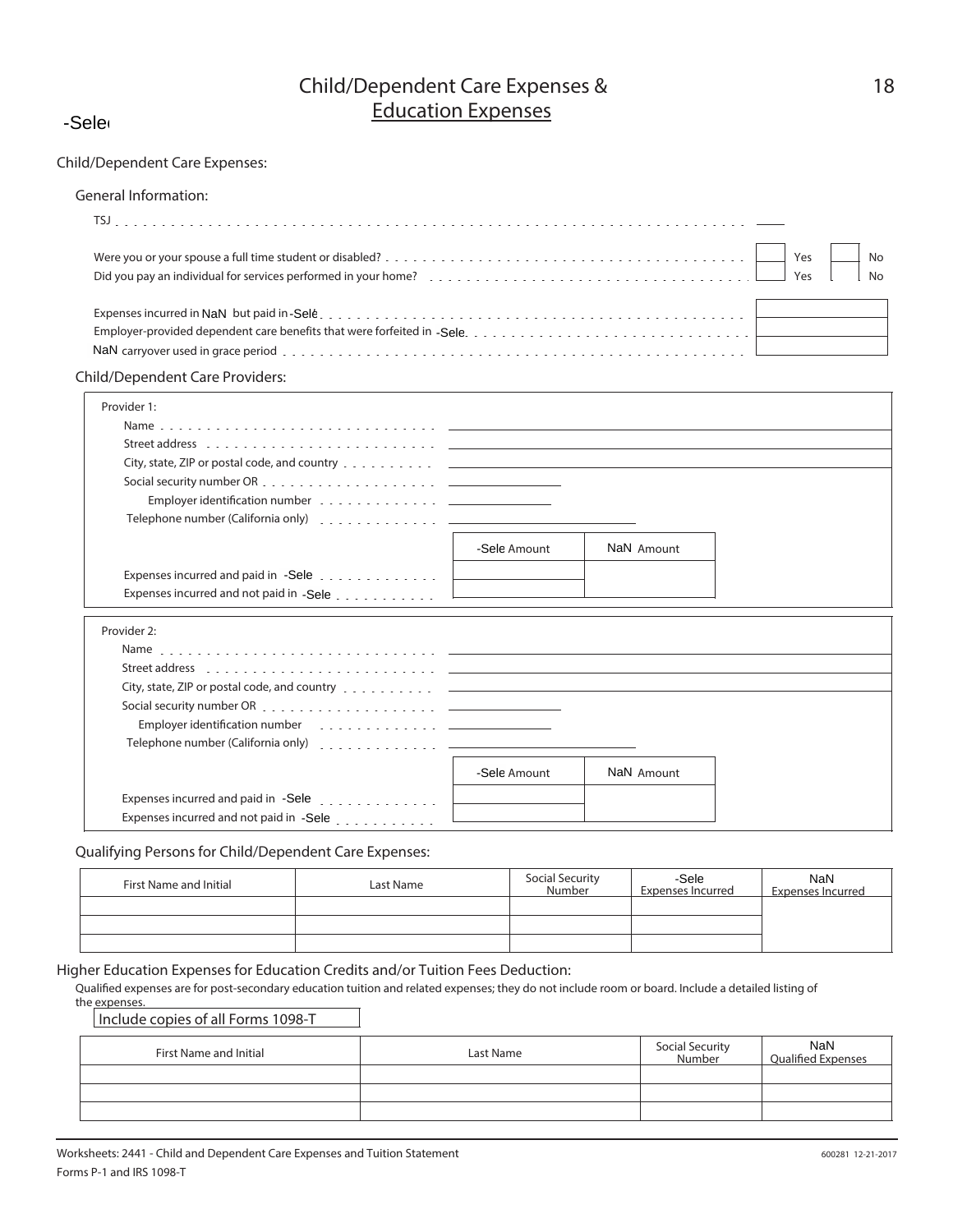-Sele

# Child/Dependent Care Expenses & Education Expenses

## Child/Dependent Care Expenses:

### General Information:

TSJ . . . . . . . . . . . . . . . . . . . . . . . . . . . . . . . . . . . . . . . . . . . . . . . . . . . . . . . . . . . . . . . . . . ______

Were you or your spouse a full time student or disabled? . . . . . . . . . . . . . . . . . . . . . . . . . . . . . . . . . . . . . . . . Yes No

Did you pay an individual for services performed in your home? . . . . . . . . . . . . . . . . . . . . . . . . . . . . . . . . . . . Yes No

Expenses incurred in NaN but paid in -Sele . . . . . . . . . . . . . . . . . . . . . . . . . . . . . . . . . . . . . . . . . . . . . . . . . . .

Employer-provided dependent care benefits that were forfeited in -Sele . . . . . . . . . . . . . . . . . . . . . . . . . . . . . . . .

NaN carryover used in grace period . . . . . . . . . . . . . . . . . . . . . . . . . . . . . . . . . . . . . . . . . . . . . . . . . . . . . . . .

### Child/Dependent Care Providers:

Provider 1:

Name . . . . . . . . . . . . . . . . . . . . . . . . . . . . . . ______

Street address . . . . . . . . . . . . . . . . . . . . . . . . . . ______

City, state, ZIP or postal code, and country . . . . . . . . . . ______

Social security number OR . . . . . . . . . . . . . . . . . . . ______

Employer identification number . . . . . . . . . . . . . ______

Telephone number (California only) . . . . . . . . . . . . . ______

| | -Sele Amount | NaN Amount |
|---|---|---|
| Expenses incurred and paid in -Sele . . . . . . . . . . . . . | | |
| Expenses incurred and not paid in -Sele . . . . . . . . . . . | | |

Provider 2:

Name . . . . . . . . . . . . . . . . . . . . . . . . . . . . . . ______

Street address . . . . . . . . . . . . . . . . . . . . . . . . . . ______

City, state, ZIP or postal code, and country . . . . . . . . . . ______

Social security number OR . . . . . . . . . . . . . . . . . . . ______

Employer identification number . . . . . . . . . . . . . ______

Telephone number (California only) . . . . . . . . . . . . . ______

| | -Sele Amount | NaN Amount |
|---|---|---|
| Expenses incurred and paid in -Sele . . . . . . . . . . . . . | | |
| Expenses incurred and not paid in -Sele . . . . . . . . . . . | | |

### Qualifying Persons for Child/Dependent Care Expenses:

| First Name and Initial | Last Name | Social Security Number | -Sele Expenses Incurred | NaN Expenses Incurred |
|---|---|---|---|---|
| | | | | |
| | | | | |
| | | | | |

## Higher Education Expenses for Education Credits and/or Tuition Fees Deduction:

Qualified expenses are for post-secondary education tuition and related expenses; they do not include room or board. Include a detailed listing of the expenses.

Include copies of all Forms 1098-T

| First Name and Initial | Last Name | Social Security Number | NaN Qualified Expenses |
|---|---|---|---|
| | | | |
| | | | |
| | | | |

Worksheets: 2441 - Child and Dependent Care Expenses and Tuition Statement
Forms P-1 and IRS 1098-T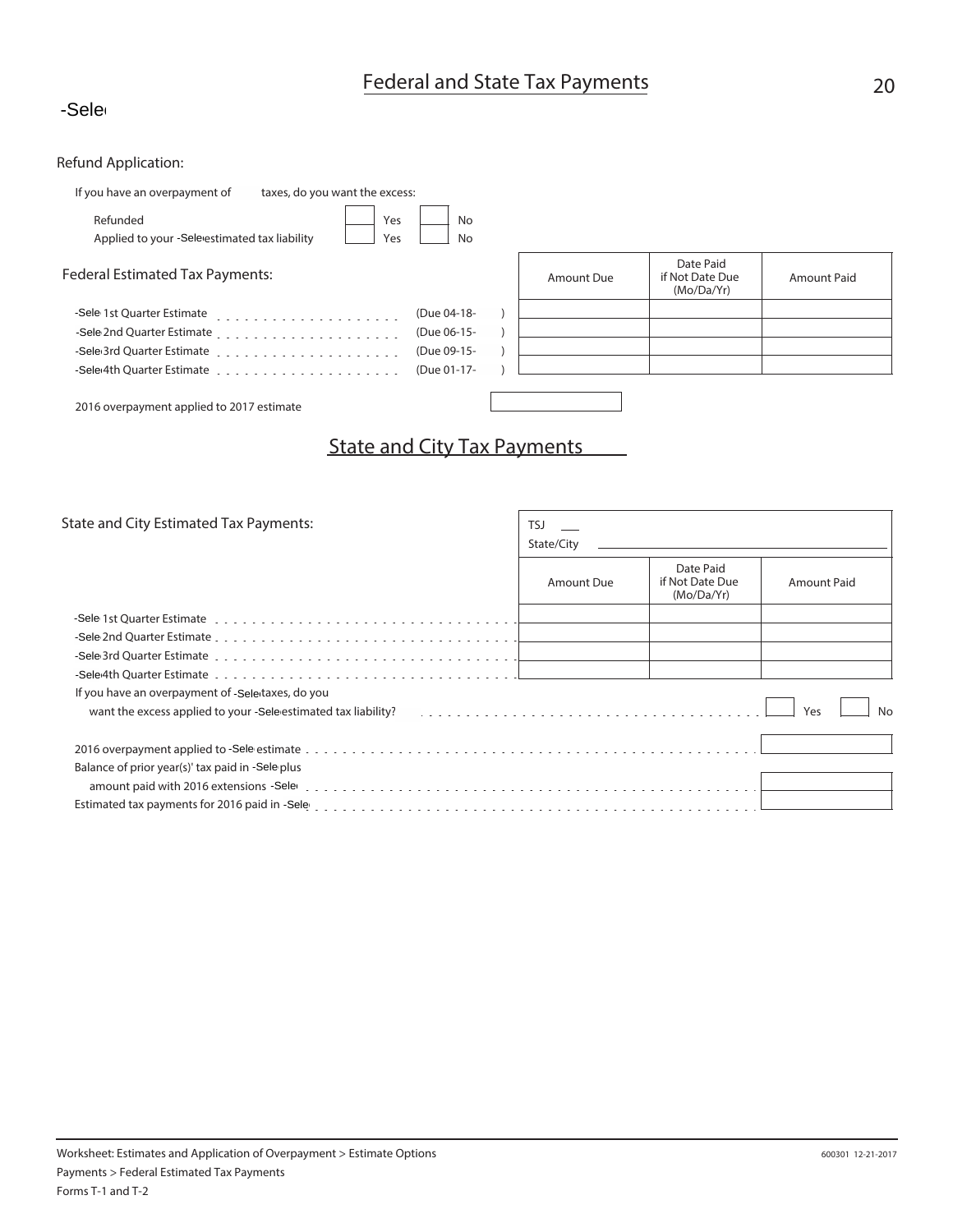## Federal and State Tax Payments

-Sele

Refund Application:

If you have an overpayment of taxes, do you want the excess:

| | | |
|---|---|---|
| Refunded | Yes | No |
| Applied to your -Sele estimated tax liability | Yes | No |

Federal Estimated Tax Payments:

| | | Amount Due | Date Paid if Not Date Due (Mo/Da/Yr) | Amount Paid |
|---|---|---|---|---|
| -Sele 1st Quarter Estimate | (Due 04-18- ) | | | |
| -Sele 2nd Quarter Estimate | (Due 06-15- ) | | | |
| -Sele 3rd Quarter Estimate | (Due 09-15- ) | | | |
| -Sele 4th Quarter Estimate | (Due 01-17- ) | | | |

2016 overpayment applied to 2017 estimate

## State and City Tax Payments

State and City Estimated Tax Payments:

TSJ
State/City

| | Amount Due | Date Paid if Not Date Due (Mo/Da/Yr) | Amount Paid |
|---|---|---|---|
| -Sele 1st Quarter Estimate | | | |
| -Sele 2nd Quarter Estimate | | | |
| -Sele 3rd Quarter Estimate | | | |
| -Sele 4th Quarter Estimate | | | |

If you have an overpayment of -Sele taxes, do you want the excess applied to your -Sele estimated tax liability? Yes No

2016 overpayment applied to -Sele estimate

Balance of prior year(s)' tax paid in -Sele plus amount paid with 2016 extensions -Sele

Estimated tax payments for 2016 paid in -Sele

Worksheet: Estimates and Application of Overpayment > Estimate Options
Payments > Federal Estimated Tax Payments
Forms T-1 and T-2

600301 12-21-2017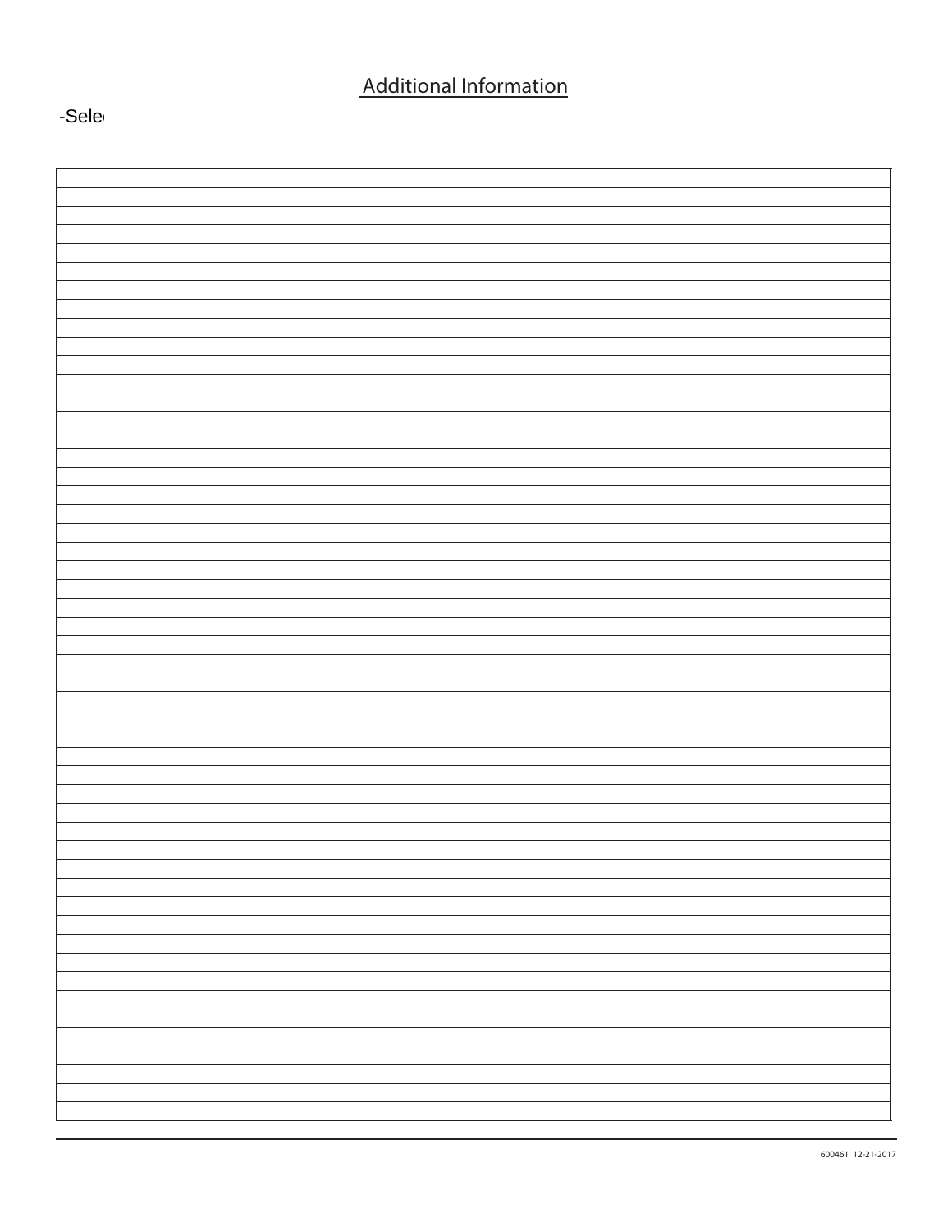## Additional Information

-Sele